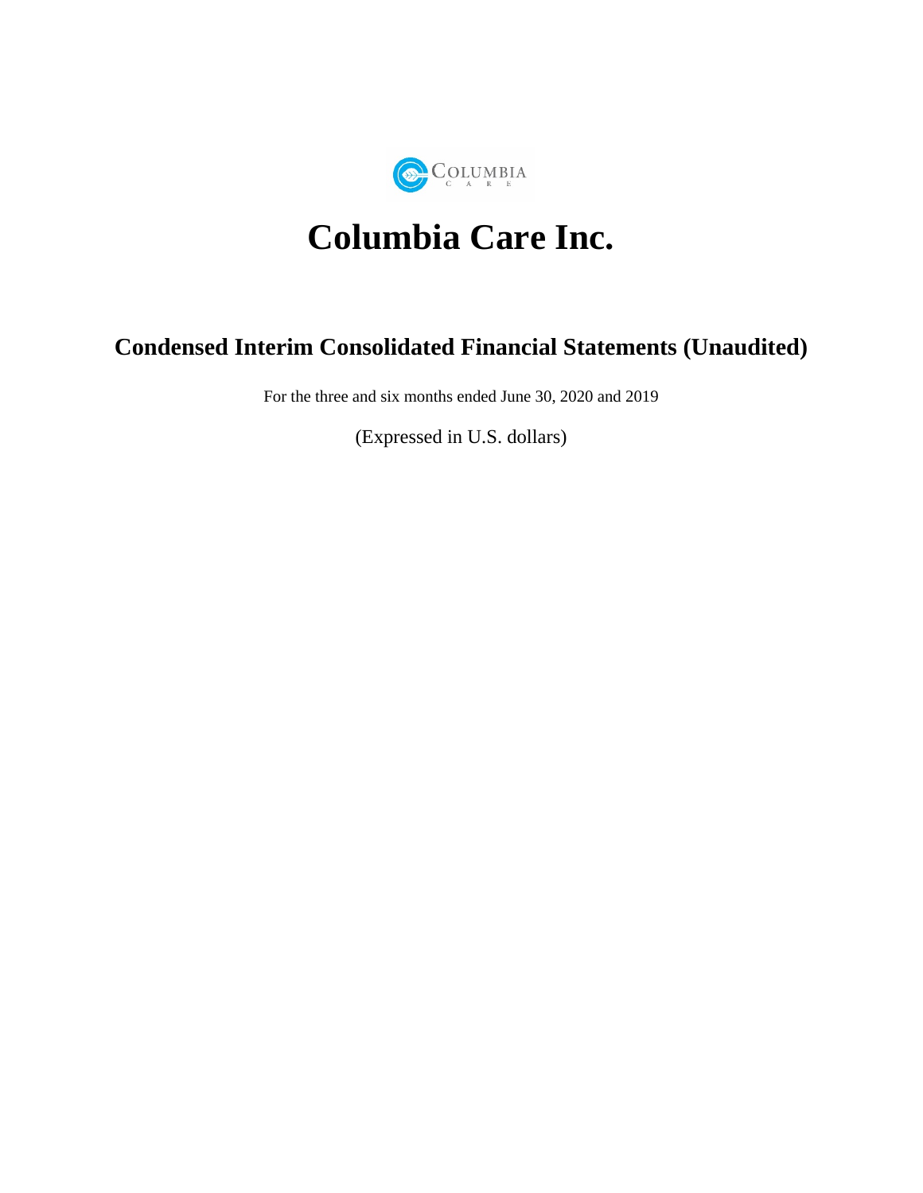# Columbia Care Inc.

## Condensed Interim Consolidated Financial Statements (Unaudited)

For the three and six months ended June 30, 2020 and 2019

(Expressed in U.S. dollars)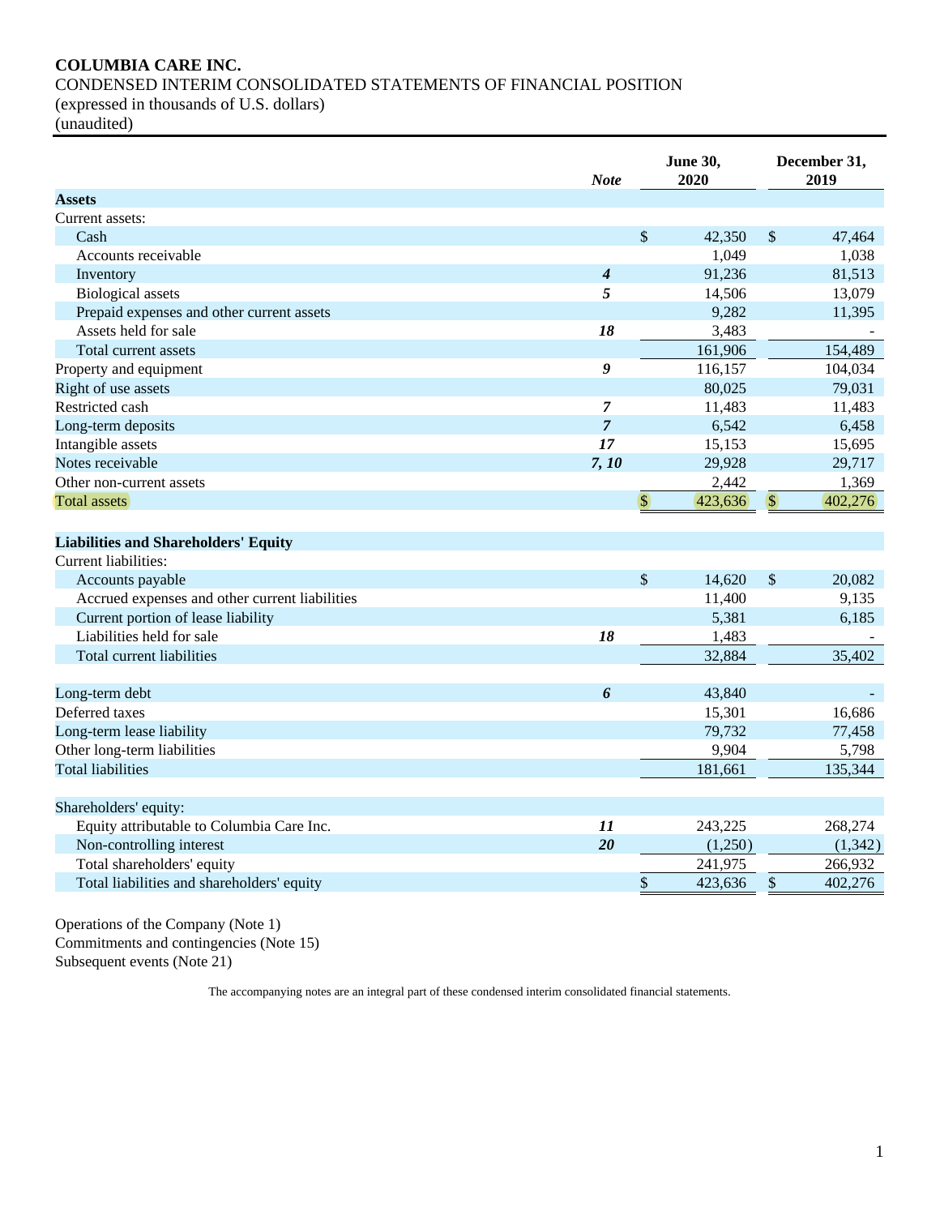**COLUMBIA CARE INC.**

CONDENSED INTERIM CONSOLIDATED STATEMENTS OF FINANCIAL POSITION
(expressed in thousands of U.S. dollars)
(unaudited)

| | *Note* | June 30, 2020 | December 31, 2019 |
|---|---|---|---|
| **Assets** | | | |
| Current assets: | | | |
| Cash | | $ 42,350 | $ 47,464 |
| Accounts receivable | | 1,049 | 1,038 |
| Inventory | *4* | 91,236 | 81,513 |
| Biological assets | *5* | 14,506 | 13,079 |
| Prepaid expenses and other current assets | | 9,282 | 11,395 |
| Assets held for sale | *18* | 3,483 | - |
| Total current assets | | 161,906 | 154,489 |
| Property and equipment | *9* | 116,157 | 104,034 |
| Right of use assets | | 80,025 | 79,031 |
| Restricted cash | *7* | 11,483 | 11,483 |
| Long-term deposits | *7* | 6,542 | 6,458 |
| Intangible assets | *17* | 15,153 | 15,695 |
| Notes receivable | *7, 10* | 29,928 | 29,717 |
| Other non-current assets | | 2,442 | 1,369 |
| Total assets | | $ 423,636 | $ 402,276 |
| | | | |
| **Liabilities and Shareholders' Equity** | | | |
| Current liabilities: | | | |
| Accounts payable | | $ 14,620 | $ 20,082 |
| Accrued expenses and other current liabilities | | 11,400 | 9,135 |
| Current portion of lease liability | | 5,381 | 6,185 |
| Liabilities held for sale | *18* | 1,483 | - |
| Total current liabilities | | 32,884 | 35,402 |
| | | | |
| Long-term debt | *6* | 43,840 | - |
| Deferred taxes | | 15,301 | 16,686 |
| Long-term lease liability | | 79,732 | 77,458 |
| Other long-term liabilities | | 9,904 | 5,798 |
| Total liabilities | | 181,661 | 135,344 |
| | | | |
| Shareholders' equity: | | | |
| Equity attributable to Columbia Care Inc. | *11* | 243,225 | 268,274 |
| Non-controlling interest | *20* | (1,250) | (1,342) |
| Total shareholders' equity | | 241,975 | 266,932 |
| Total liabilities and shareholders' equity | | $ 423,636 | $ 402,276 |

Operations of the Company (Note 1)
Commitments and contingencies (Note 15)
Subsequent events (Note 21)

The accompanying notes are an integral part of these condensed interim consolidated financial statements.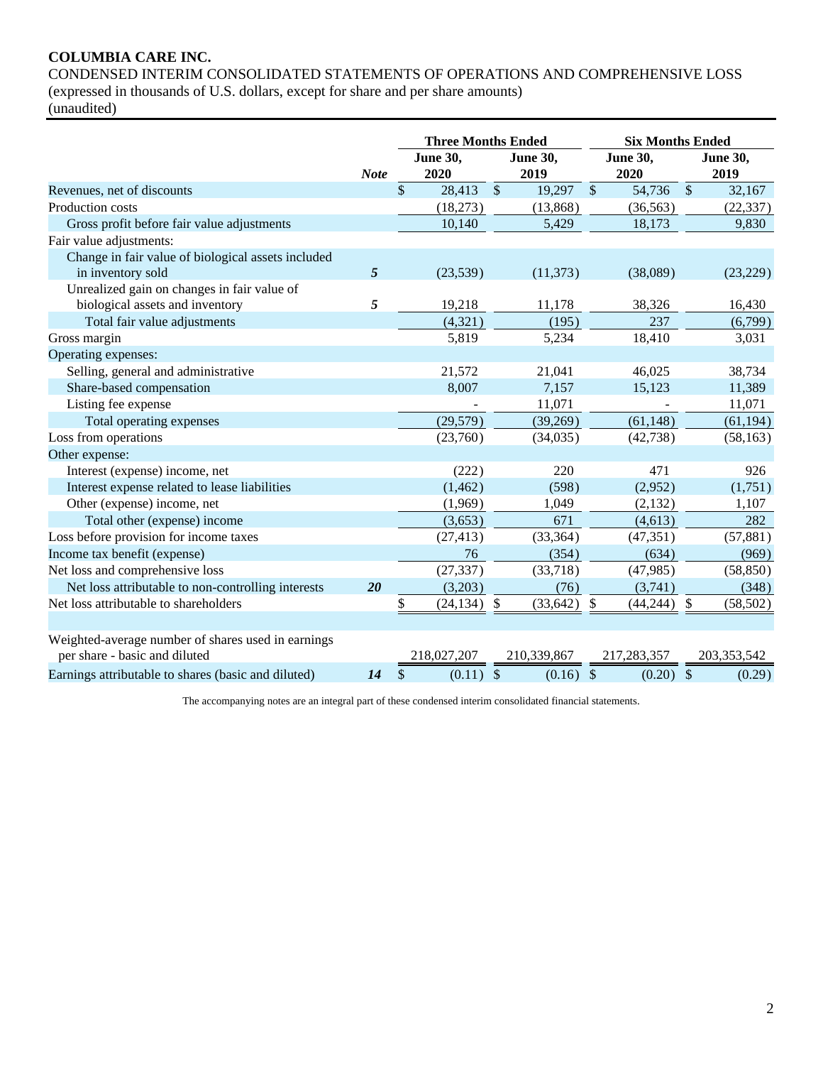**COLUMBIA CARE INC.**

CONDENSED INTERIM CONSOLIDATED STATEMENTS OF OPERATIONS AND COMPREHENSIVE LOSS
(expressed in thousands of U.S. dollars, except for share and per share amounts)
(unaudited)

| | | Three Months Ended | | Six Months Ended | |
|---|---|---|---|---|---|
| | ***Note*** | **June 30, 2020** | **June 30, 2019** | **June 30, 2020** | **June 30, 2019** |
| Revenues, net of discounts | | $ 28,413 | $ 19,297 | $ 54,736 | $ 32,167 |
| Production costs | | (18,273) | (13,868) | (36,563) | (22,337) |
| Gross profit before fair value adjustments | | 10,140 | 5,429 | 18,173 | 9,830 |
| Fair value adjustments: | | | | | |
| Change in fair value of biological assets included in inventory sold | ***5*** | (23,539) | (11,373) | (38,089) | (23,229) |
| Unrealized gain on changes in fair value of biological assets and inventory | ***5*** | 19,218 | 11,178 | 38,326 | 16,430 |
| Total fair value adjustments | | (4,321) | (195) | 237 | (6,799) |
| Gross margin | | 5,819 | 5,234 | 18,410 | 3,031 |
| Operating expenses: | | | | | |
| Selling, general and administrative | | 21,572 | 21,041 | 46,025 | 38,734 |
| Share-based compensation | | 8,007 | 7,157 | 15,123 | 11,389 |
| Listing fee expense | | - | 11,071 | - | 11,071 |
| Total operating expenses | | (29,579) | (39,269) | (61,148) | (61,194) |
| Loss from operations | | (23,760) | (34,035) | (42,738) | (58,163) |
| Other expense: | | | | | |
| Interest (expense) income, net | | (222) | 220 | 471 | 926 |
| Interest expense related to lease liabilities | | (1,462) | (598) | (2,952) | (1,751) |
| Other (expense) income, net | | (1,969) | 1,049 | (2,132) | 1,107 |
| Total other (expense) income | | (3,653) | 671 | (4,613) | 282 |
| Loss before provision for income taxes | | (27,413) | (33,364) | (47,351) | (57,881) |
| Income tax benefit (expense) | | 76 | (354) | (634) | (969) |
| Net loss and comprehensive loss | | (27,337) | (33,718) | (47,985) | (58,850) |
| Net loss attributable to non-controlling interests | ***20*** | (3,203) | (76) | (3,741) | (348) |
| Net loss attributable to shareholders | | $ (24,134) | $ (33,642) | $ (44,244) | $ (58,502) |
| | | | | | |
| Weighted-average number of shares used in earnings per share - basic and diluted | | 218,027,207 | 210,339,867 | 217,283,357 | 203,353,542 |
| Earnings attributable to shares (basic and diluted) | ***14*** | $ (0.11) | $ (0.16) | $ (0.20) | $ (0.29) |

The accompanying notes are an integral part of these condensed interim consolidated financial statements.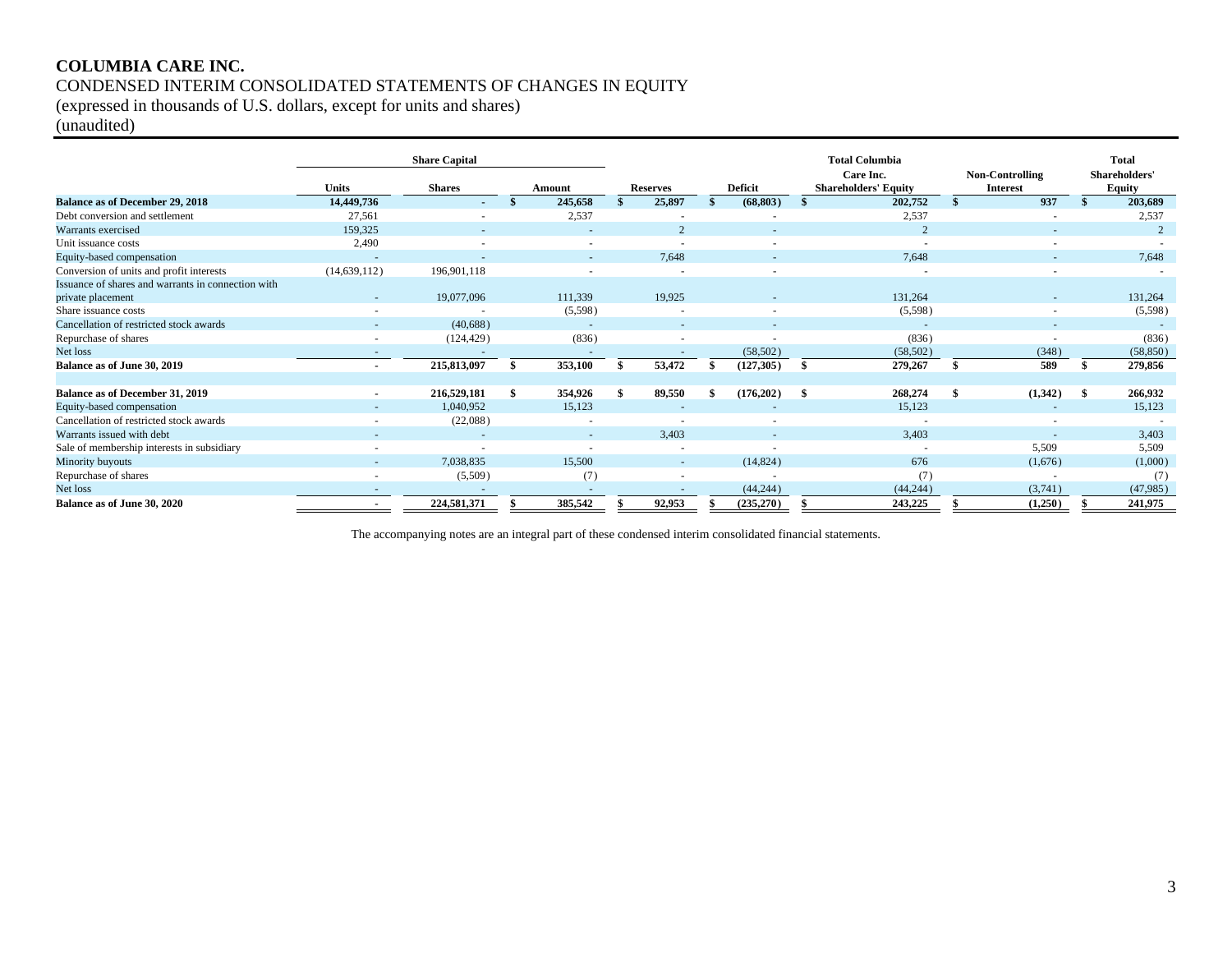# COLUMBIA CARE INC.

CONDENSED INTERIM CONSOLIDATED STATEMENTS OF CHANGES IN EQUITY

(expressed in thousands of U.S. dollars, except for units and shares)

(unaudited)

| | Share Capital | | | | | Total Columbia Care Inc. Shareholders' Equity | Non-Controlling Interest | Total Shareholders' Equity |
|---|---|---|---|---|---|---|---|---|
| | Units | Shares | Amount | Reserves | Deficit | | | |
| **Balance as of December 29, 2018** | **14,449,736** | **-** | **$ 245,658** | **$ 25,897** | **$ (68,803)** | **$ 202,752** | **$ 937** | **$ 203,689** |
| Debt conversion and settlement | 27,561 | - | 2,537 | - | - | 2,537 | - | 2,537 |
| Warrants exercised | 159,325 | - | - | 2 | - | 2 | - | 2 |
| Unit issuance costs | 2,490 | - | - | - | - | - | - | - |
| Equity-based compensation | - | - | - | 7,648 | - | 7,648 | - | 7,648 |
| Conversion of units and profit interests | (14,639,112) | 196,901,118 | - | - | - | - | - | - |
| Issuance of shares and warrants in connection with private placement | - | 19,077,096 | 111,339 | 19,925 | - | 131,264 | - | 131,264 |
| Share issuance costs | - | - | (5,598) | - | - | (5,598) | - | (5,598) |
| Cancellation of restricted stock awards | - | (40,688) | - | - | - | - | - | - |
| Repurchase of shares | - | (124,429) | (836) | - | - | (836) | - | (836) |
| Net loss | - | - | - | - | (58,502) | (58,502) | (348) | (58,850) |
| **Balance as of June 30, 2019** | **-** | **215,813,097** | **$ 353,100** | **$ 53,472** | **$ (127,305)** | **$ 279,267** | **$ 589** | **$ 279,856** |
| | | | | | | | | |
| **Balance as of December 31, 2019** | **-** | **216,529,181** | **$ 354,926** | **$ 89,550** | **$ (176,202)** | **$ 268,274** | **$ (1,342)** | **$ 266,932** |
| Equity-based compensation | - | 1,040,952 | 15,123 | - | - | 15,123 | - | 15,123 |
| Cancellation of restricted stock awards | - | (22,088) | - | - | - | - | - | - |
| Warrants issued with debt | - | - | - | 3,403 | - | 3,403 | - | 3,403 |
| Sale of membership interests in subsidiary | - | - | - | - | - | - | 5,509 | 5,509 |
| Minority buyouts | - | 7,038,835 | 15,500 | - | (14,824) | 676 | (1,676) | (1,000) |
| Repurchase of shares | - | (5,509) | (7) | - | - | (7) | - | (7) |
| Net loss | - | - | - | - | (44,244) | (44,244) | (3,741) | (47,985) |
| **Balance as of June 30, 2020** | **-** | **224,581,371** | **$ 385,542** | **$ 92,953** | **$ (235,270)** | **$ 243,225** | **$ (1,250)** | **$ 241,975** |

The accompanying notes are an integral part of these condensed interim consolidated financial statements.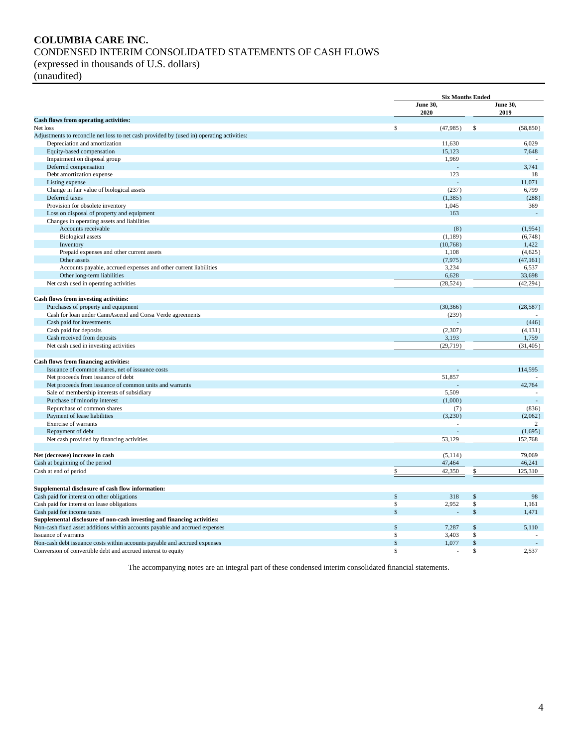# COLUMBIA CARE INC.

CONDENSED INTERIM CONSOLIDATED STATEMENTS OF CASH FLOWS
(expressed in thousands of U.S. dollars)
(unaudited)

| | Six Months Ended | |
|---|---|---|
| | June 30, 2020 | June 30, 2019 |
| **Cash flows from operating activities:** | | |
| Net loss | $ (47,985) | $ (58,850) |
| Adjustments to reconcile net loss to net cash provided by (used in) operating activities: | | |
| Depreciation and amortization | 11,630 | 6,029 |
| Equity-based compensation | 15,123 | 7,648 |
| Impairment on disposal group | 1,969 | - |
| Deferred compensation | - | 3,741 |
| Debt amortization expense | 123 | 18 |
| Listing expense | - | 11,071 |
| Change in fair value of biological assets | (237) | 6,799 |
| Deferred taxes | (1,385) | (288) |
| Provision for obsolete inventory | 1,045 | 369 |
| Loss on disposal of property and equipment | 163 | - |
| Changes in operating assets and liabilities | | |
| Accounts receivable | (8) | (1,954) |
| Biological assets | (1,189) | (6,748) |
| Inventory | (10,768) | 1,422 |
| Prepaid expenses and other current assets | 1,108 | (4,625) |
| Other assets | (7,975) | (47,161) |
| Accounts payable, accrued expenses and other current liabilities | 3,234 | 6,537 |
| Other long-term liabilities | 6,628 | 33,698 |
| Net cash used in operating activities | (28,524) | (42,294) |
| **Cash flows from investing activities:** | | |
| Purchases of property and equipment | (30,366) | (28,587) |
| Cash for loan under CannAscend and Corsa Verde agreements | (239) | - |
| Cash paid for investments | - | (446) |
| Cash paid for deposits | (2,307) | (4,131) |
| Cash received from deposits | 3,193 | 1,759 |
| Net cash used in investing activities | (29,719) | (31,405) |
| **Cash flows from financing activities:** | | |
| Issuance of common shares, net of issuance costs | - | 114,595 |
| Net proceeds from issuance of debt | 51,857 | - |
| Net proceeds from issuance of common units and warrants | - | 42,764 |
| Sale of membership interests of subsidiary | 5,509 | - |
| Purchase of minority interest | (1,000) | - |
| Repurchase of common shares | (7) | (836) |
| Payment of lease liabilities | (3,230) | (2,062) |
| Exercise of warrants | - | 2 |
| Repayment of debt | - | (1,695) |
| Net cash provided by financing activities | 53,129 | 152,768 |
| **Net (decrease) increase in cash** | (5,114) | 79,069 |
| Cash at beginning of the period | 47,464 | 46,241 |
| Cash at end of period | $ 42,350 | $ 125,310 |
| **Supplemental disclosure of cash flow information:** | | |
| Cash paid for interest on other obligations | $ 318 | $ 98 |
| Cash paid for interest on lease obligations | $ 2,952 | $ 1,161 |
| Cash paid for income taxes | $ - | $ 1,471 |
| **Supplemental disclosure of non-cash investing and financing activities:** | | |
| Non-cash fixed asset additions within accounts payable and accrued expenses | $ 7,287 | $ 5,110 |
| Issuance of warrants | $ 3,403 | $ - |
| Non-cash debt issuance costs within accounts payable and accrued expenses | $ 1,077 | $ - |
| Conversion of convertible debt and accrued interest to equity | $ - | $ 2,537 |

The accompanying notes are an integral part of these condensed interim consolidated financial statements.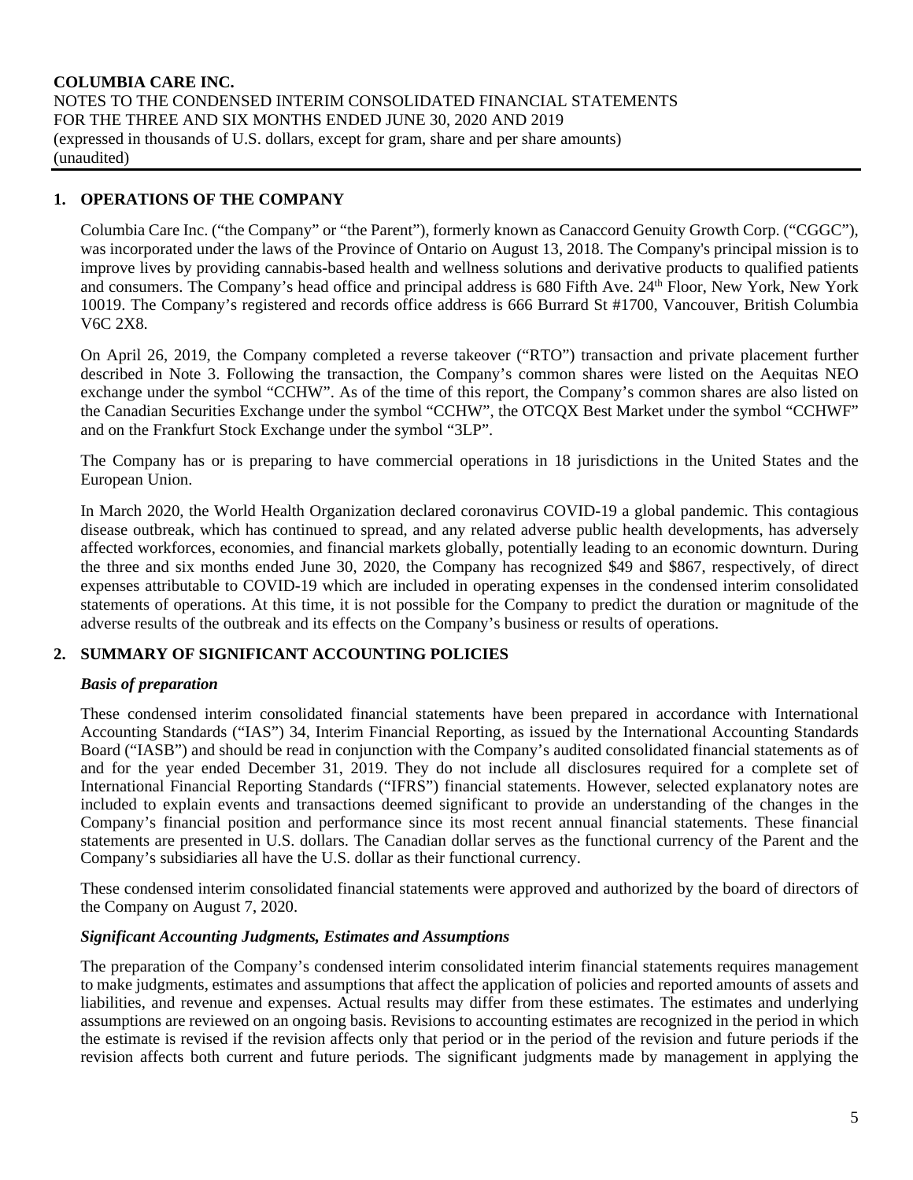## 1. OPERATIONS OF THE COMPANY

Columbia Care Inc. ("the Company" or "the Parent"), formerly known as Canaccord Genuity Growth Corp. ("CGGC"), was incorporated under the laws of the Province of Ontario on August 13, 2018. The Company's principal mission is to improve lives by providing cannabis-based health and wellness solutions and derivative products to qualified patients and consumers. The Company's head office and principal address is 680 Fifth Ave. 24th Floor, New York, New York 10019. The Company's registered and records office address is 666 Burrard St #1700, Vancouver, British Columbia V6C 2X8.

On April 26, 2019, the Company completed a reverse takeover ("RTO") transaction and private placement further described in Note 3. Following the transaction, the Company's common shares were listed on the Aequitas NEO exchange under the symbol "CCHW". As of the time of this report, the Company's common shares are also listed on the Canadian Securities Exchange under the symbol "CCHW", the OTCQX Best Market under the symbol "CCHWF" and on the Frankfurt Stock Exchange under the symbol "3LP".

The Company has or is preparing to have commercial operations in 18 jurisdictions in the United States and the European Union.

In March 2020, the World Health Organization declared coronavirus COVID-19 a global pandemic. This contagious disease outbreak, which has continued to spread, and any related adverse public health developments, has adversely affected workforces, economies, and financial markets globally, potentially leading to an economic downturn. During the three and six months ended June 30, 2020, the Company has recognized $49 and $867, respectively, of direct expenses attributable to COVID-19 which are included in operating expenses in the condensed interim consolidated statements of operations. At this time, it is not possible for the Company to predict the duration or magnitude of the adverse results of the outbreak and its effects on the Company's business or results of operations.

## 2. SUMMARY OF SIGNIFICANT ACCOUNTING POLICIES

### *Basis of preparation*

These condensed interim consolidated financial statements have been prepared in accordance with International Accounting Standards ("IAS") 34, Interim Financial Reporting, as issued by the International Accounting Standards Board ("IASB") and should be read in conjunction with the Company's audited consolidated financial statements as of and for the year ended December 31, 2019. They do not include all disclosures required for a complete set of International Financial Reporting Standards ("IFRS") financial statements. However, selected explanatory notes are included to explain events and transactions deemed significant to provide an understanding of the changes in the Company's financial position and performance since its most recent annual financial statements. These financial statements are presented in U.S. dollars. The Canadian dollar serves as the functional currency of the Parent and the Company's subsidiaries all have the U.S. dollar as their functional currency.

These condensed interim consolidated financial statements were approved and authorized by the board of directors of the Company on August 7, 2020.

### *Significant Accounting Judgments, Estimates and Assumptions*

The preparation of the Company's condensed interim consolidated interim financial statements requires management to make judgments, estimates and assumptions that affect the application of policies and reported amounts of assets and liabilities, and revenue and expenses. Actual results may differ from these estimates. The estimates and underlying assumptions are reviewed on an ongoing basis. Revisions to accounting estimates are recognized in the period in which the estimate is revised if the revision affects only that period or in the period of the revision and future periods if the revision affects both current and future periods. The significant judgments made by management in applying the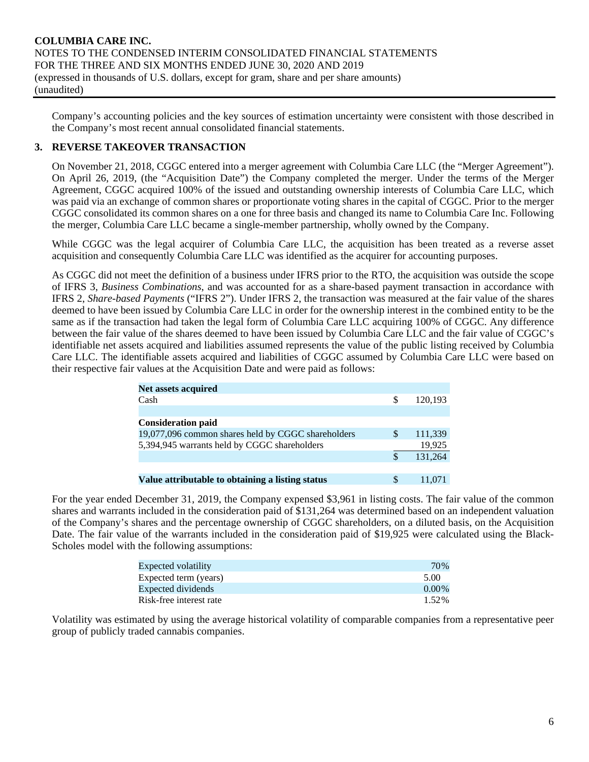Company's accounting policies and the key sources of estimation uncertainty were consistent with those described in the Company's most recent annual consolidated financial statements.

## 3. REVERSE TAKEOVER TRANSACTION

On November 21, 2018, CGGC entered into a merger agreement with Columbia Care LLC (the "Merger Agreement"). On April 26, 2019, (the "Acquisition Date") the Company completed the merger. Under the terms of the Merger Agreement, CGGC acquired 100% of the issued and outstanding ownership interests of Columbia Care LLC, which was paid via an exchange of common shares or proportionate voting shares in the capital of CGGC. Prior to the merger CGGC consolidated its common shares on a one for three basis and changed its name to Columbia Care Inc. Following the merger, Columbia Care LLC became a single-member partnership, wholly owned by the Company.

While CGGC was the legal acquirer of Columbia Care LLC, the acquisition has been treated as a reverse asset acquisition and consequently Columbia Care LLC was identified as the acquirer for accounting purposes.

As CGGC did not meet the definition of a business under IFRS prior to the RTO, the acquisition was outside the scope of IFRS 3, *Business Combinations*, and was accounted for as a share-based payment transaction in accordance with IFRS 2, *Share-based Payments* ("IFRS 2"). Under IFRS 2, the transaction was measured at the fair value of the shares deemed to have been issued by Columbia Care LLC in order for the ownership interest in the combined entity to be the same as if the transaction had taken the legal form of Columbia Care LLC acquiring 100% of CGGC. Any difference between the fair value of the shares deemed to have been issued by Columbia Care LLC and the fair value of CGGC's identifiable net assets acquired and liabilities assumed represents the value of the public listing received by Columbia Care LLC. The identifiable assets acquired and liabilities of CGGC assumed by Columbia Care LLC were based on their respective fair values at the Acquisition Date and were paid as follows:

| | | |
|---|---|---|
| **Net assets acquired** | | |
| Cash | $ | 120,193 |
| | | |
| **Consideration paid** | | |
| 19,077,096 common shares held by CGGC shareholders | $ | 111,339 |
| 5,394,945 warrants held by CGGC shareholders | | 19,925 |
| | $ | 131,264 |
| | | |
| **Value attributable to obtaining a listing status** | $ | 11,071 |

For the year ended December 31, 2019, the Company expensed $3,961 in listing costs. The fair value of the common shares and warrants included in the consideration paid of $131,264 was determined based on an independent valuation of the Company's shares and the percentage ownership of CGGC shareholders, on a diluted basis, on the Acquisition Date. The fair value of the warrants included in the consideration paid of $19,925 were calculated using the Black-Scholes model with the following assumptions:

| | |
|---|---|
| Expected volatility | 70% |
| Expected term (years) | 5.00 |
| Expected dividends | 0.00% |
| Risk-free interest rate | 1.52% |

Volatility was estimated by using the average historical volatility of comparable companies from a representative peer group of publicly traded cannabis companies.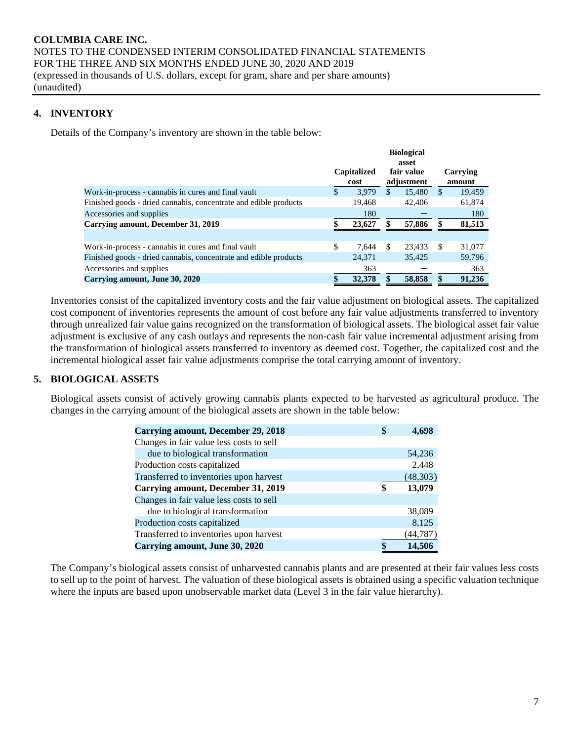## 4. INVENTORY

Details of the Company's inventory are shown in the table below:

| | Capitalized cost | Biological asset fair value adjustment | Carrying amount |
|---|---|---|---|
| Work-in-process - cannabis in cures and final vault | $ 3,979 | $ 15,480 | $ 19,459 |
| Finished goods - dried cannabis, concentrate and edible products | 19,468 | 42,406 | 61,874 |
| Accessories and supplies | 180 | — | 180 |
| **Carrying amount, December 31, 2019** | **$ 23,627** | **$ 57,886** | **$ 81,513** |
| | | | |
| Work-in-process - cannabis in cures and final vault | $ 7,644 | $ 23,433 | $ 31,077 |
| Finished goods - dried cannabis, concentrate and edible products | 24,371 | 35,425 | 59,796 |
| Accessories and supplies | 363 | — | 363 |
| **Carrying amount, June 30, 2020** | **$ 32,378** | **$ 58,858** | **$ 91,236** |

Inventories consist of the capitalized inventory costs and the fair value adjustment on biological assets. The capitalized cost component of inventories represents the amount of cost before any fair value adjustments transferred to inventory through unrealized fair value gains recognized on the transformation of biological assets. The biological asset fair value adjustment is exclusive of any cash outlays and represents the non-cash fair value incremental adjustment arising from the transformation of biological assets transferred to inventory as deemed cost. Together, the capitalized cost and the incremental biological asset fair value adjustments comprise the total carrying amount of inventory.

## 5. BIOLOGICAL ASSETS

Biological assets consist of actively growing cannabis plants expected to be harvested as agricultural produce. The changes in the carrying amount of the biological assets are shown in the table below:

| | |
|---|---|
| **Carrying amount, December 29, 2018** | **$ 4,698** |
| Changes in fair value less costs to sell due to biological transformation | 54,236 |
| Production costs capitalized | 2,448 |
| Transferred to inventories upon harvest | (48,303) |
| **Carrying amount, December 31, 2019** | **$ 13,079** |
| Changes in fair value less costs to sell due to biological transformation | 38,089 |
| Production costs capitalized | 8,125 |
| Transferred to inventories upon harvest | (44,787) |
| **Carrying amount, June 30, 2020** | **$ 14,506** |

The Company's biological assets consist of unharvested cannabis plants and are presented at their fair values less costs to sell up to the point of harvest. The valuation of these biological assets is obtained using a specific valuation technique where the inputs are based upon unobservable market data (Level 3 in the fair value hierarchy).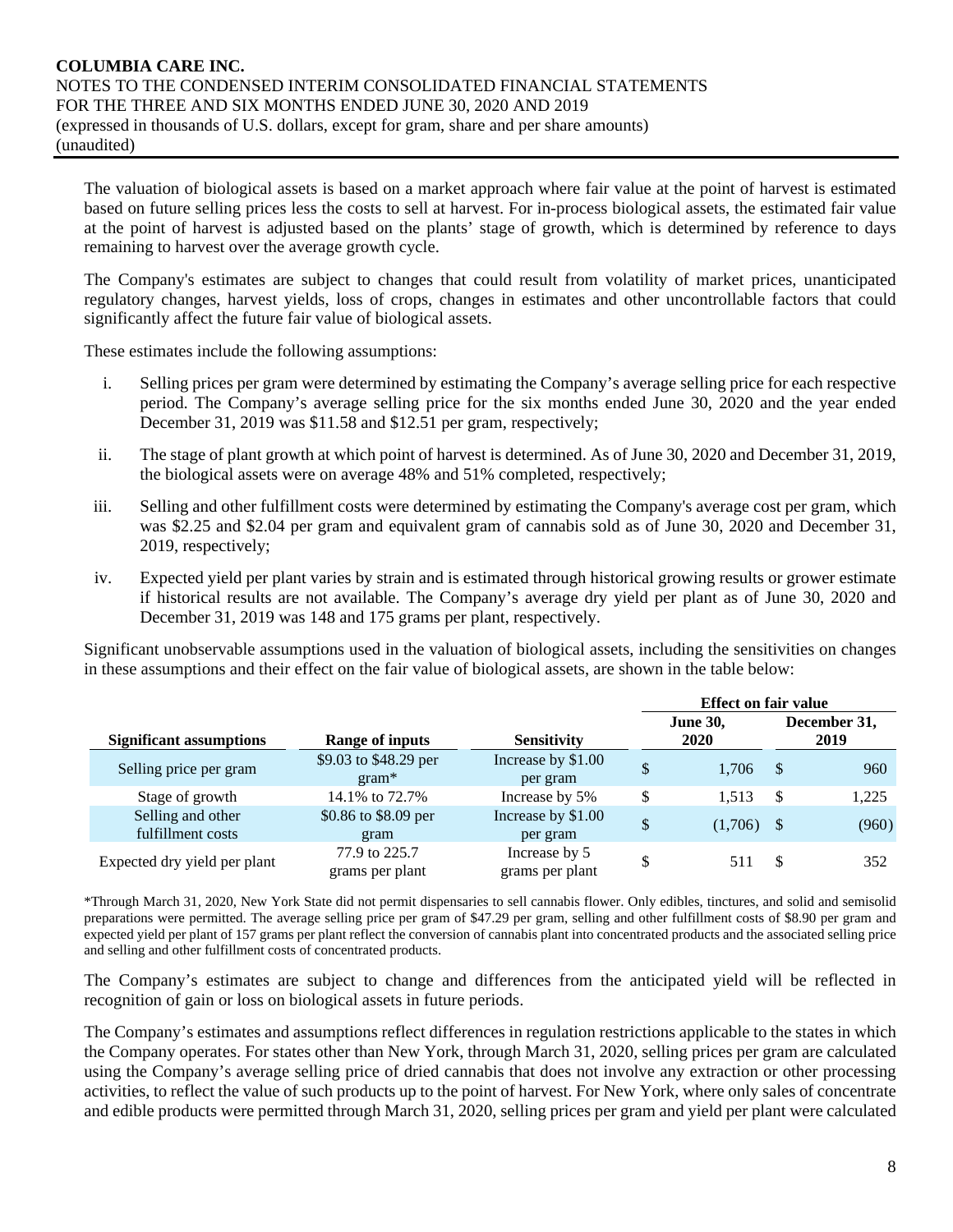The valuation of biological assets is based on a market approach where fair value at the point of harvest is estimated based on future selling prices less the costs to sell at harvest. For in-process biological assets, the estimated fair value at the point of harvest is adjusted based on the plants' stage of growth, which is determined by reference to days remaining to harvest over the average growth cycle.

The Company's estimates are subject to changes that could result from volatility of market prices, unanticipated regulatory changes, harvest yields, loss of crops, changes in estimates and other uncontrollable factors that could significantly affect the future fair value of biological assets.

These estimates include the following assumptions:

i. Selling prices per gram were determined by estimating the Company's average selling price for each respective period. The Company's average selling price for the six months ended June 30, 2020 and the year ended December 31, 2019 was $11.58 and $12.51 per gram, respectively;

ii. The stage of plant growth at which point of harvest is determined. As of June 30, 2020 and December 31, 2019, the biological assets were on average 48% and 51% completed, respectively;

iii. Selling and other fulfillment costs were determined by estimating the Company's average cost per gram, which was $2.25 and $2.04 per gram and equivalent gram of cannabis sold as of June 30, 2020 and December 31, 2019, respectively;

iv. Expected yield per plant varies by strain and is estimated through historical growing results or grower estimate if historical results are not available. The Company's average dry yield per plant as of June 30, 2020 and December 31, 2019 was 148 and 175 grams per plant, respectively.

Significant unobservable assumptions used in the valuation of biological assets, including the sensitivities on changes in these assumptions and their effect on the fair value of biological assets, are shown in the table below:

| | | | Effect on fair value | |
|---|---|---|---|---|
| **Significant assumptions** | **Range of inputs** | **Sensitivity** | **June 30, 2020** | **December 31, 2019** |
| Selling price per gram | $9.03 to $48.29 per gram* | Increase by $1.00 per gram | $ 1,706 | $ 960 |
| Stage of growth | 14.1% to 72.7% | Increase by 5% | $ 1,513 | $ 1,225 |
| Selling and other fulfillment costs | $0.86 to $8.09 per gram | Increase by $1.00 per gram | $ (1,706) | $ (960) |
| Expected dry yield per plant | 77.9 to 225.7 grams per plant | Increase by 5 grams per plant | $ 511 | $ 352 |

*Through March 31, 2020, New York State did not permit dispensaries to sell cannabis flower. Only edibles, tinctures, and solid and semisolid preparations were permitted. The average selling price per gram of $47.29 per gram, selling and other fulfillment costs of $8.90 per gram and expected yield per plant of 157 grams per plant reflect the conversion of cannabis plant into concentrated products and the associated selling price and selling and other fulfillment costs of concentrated products.

The Company's estimates are subject to change and differences from the anticipated yield will be reflected in recognition of gain or loss on biological assets in future periods.

The Company's estimates and assumptions reflect differences in regulation restrictions applicable to the states in which the Company operates. For states other than New York, through March 31, 2020, selling prices per gram are calculated using the Company's average selling price of dried cannabis that does not involve any extraction or other processing activities, to reflect the value of such products up to the point of harvest. For New York, where only sales of concentrate and edible products were permitted through March 31, 2020, selling prices per gram and yield per plant were calculated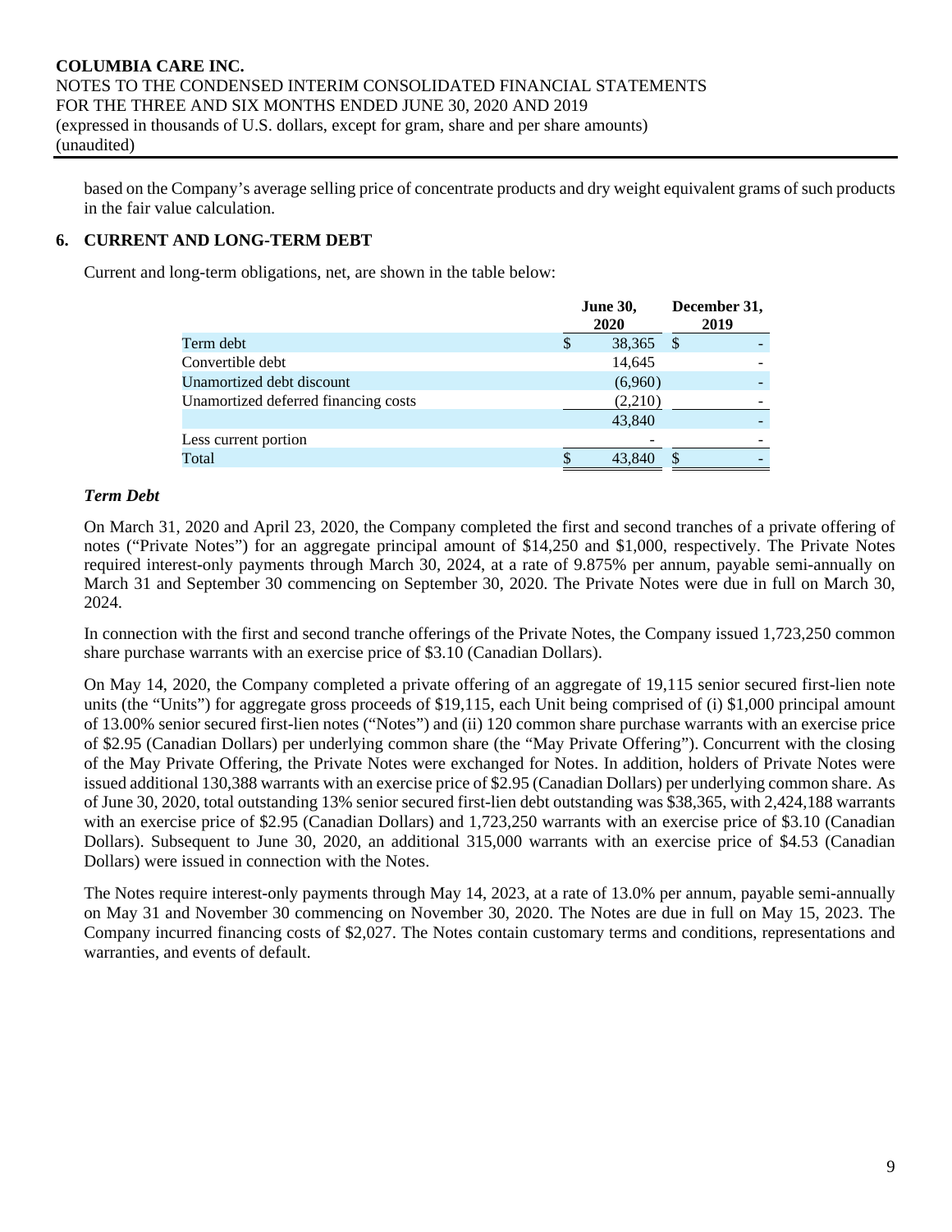based on the Company's average selling price of concentrate products and dry weight equivalent grams of such products in the fair value calculation.

## 6. CURRENT AND LONG-TERM DEBT

Current and long-term obligations, net, are shown in the table below:

| | June 30, 2020 | December 31, 2019 |
|---|---|---|
| Term debt | $ 38,365 | $ - |
| Convertible debt | 14,645 | - |
| Unamortized debt discount | (6,960) | - |
| Unamortized deferred financing costs | (2,210) | - |
| | 43,840 | - |
| Less current portion | - | - |
| Total | $ 43,840 | $ - |

### *Term Debt*

On March 31, 2020 and April 23, 2020, the Company completed the first and second tranches of a private offering of notes ("Private Notes") for an aggregate principal amount of $14,250 and $1,000, respectively. The Private Notes required interest-only payments through March 30, 2024, at a rate of 9.875% per annum, payable semi-annually on March 31 and September 30 commencing on September 30, 2020. The Private Notes were due in full on March 30, 2024.

In connection with the first and second tranche offerings of the Private Notes, the Company issued 1,723,250 common share purchase warrants with an exercise price of $3.10 (Canadian Dollars).

On May 14, 2020, the Company completed a private offering of an aggregate of 19,115 senior secured first-lien note units (the "Units") for aggregate gross proceeds of $19,115, each Unit being comprised of (i) $1,000 principal amount of 13.00% senior secured first-lien notes ("Notes") and (ii) 120 common share purchase warrants with an exercise price of $2.95 (Canadian Dollars) per underlying common share (the "May Private Offering"). Concurrent with the closing of the May Private Offering, the Private Notes were exchanged for Notes. In addition, holders of Private Notes were issued additional 130,388 warrants with an exercise price of $2.95 (Canadian Dollars) per underlying common share. As of June 30, 2020, total outstanding 13% senior secured first-lien debt outstanding was $38,365, with 2,424,188 warrants with an exercise price of $2.95 (Canadian Dollars) and 1,723,250 warrants with an exercise price of $3.10 (Canadian Dollars). Subsequent to June 30, 2020, an additional 315,000 warrants with an exercise price of $4.53 (Canadian Dollars) were issued in connection with the Notes.

The Notes require interest-only payments through May 14, 2023, at a rate of 13.0% per annum, payable semi-annually on May 31 and November 30 commencing on November 30, 2020. The Notes are due in full on May 15, 2023. The Company incurred financing costs of $2,027. The Notes contain customary terms and conditions, representations and warranties, and events of default.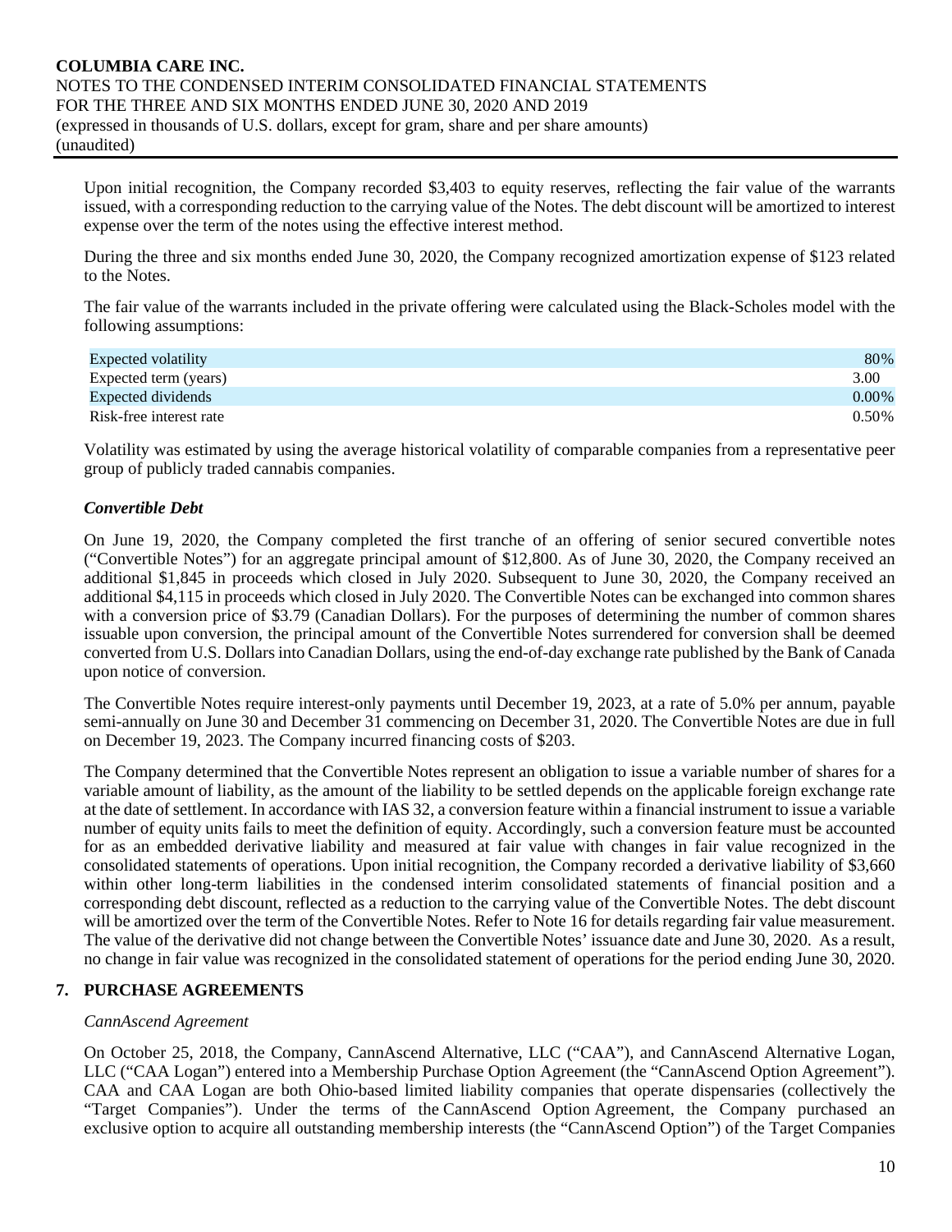Upon initial recognition, the Company recorded $3,403 to equity reserves, reflecting the fair value of the warrants issued, with a corresponding reduction to the carrying value of the Notes. The debt discount will be amortized to interest expense over the term of the notes using the effective interest method.

During the three and six months ended June 30, 2020, the Company recognized amortization expense of $123 related to the Notes.

The fair value of the warrants included in the private offering were calculated using the Black-Scholes model with the following assumptions:

| | |
|---|---|
| Expected volatility | 80% |
| Expected term (years) | 3.00 |
| Expected dividends | 0.00% |
| Risk-free interest rate | 0.50% |

Volatility was estimated by using the average historical volatility of comparable companies from a representative peer group of publicly traded cannabis companies.

***Convertible Debt***

On June 19, 2020, the Company completed the first tranche of an offering of senior secured convertible notes ("Convertible Notes") for an aggregate principal amount of $12,800. As of June 30, 2020, the Company received an additional $1,845 in proceeds which closed in July 2020. Subsequent to June 30, 2020, the Company received an additional $4,115 in proceeds which closed in July 2020. The Convertible Notes can be exchanged into common shares with a conversion price of $3.79 (Canadian Dollars). For the purposes of determining the number of common shares issuable upon conversion, the principal amount of the Convertible Notes surrendered for conversion shall be deemed converted from U.S. Dollars into Canadian Dollars, using the end-of-day exchange rate published by the Bank of Canada upon notice of conversion.

The Convertible Notes require interest-only payments until December 19, 2023, at a rate of 5.0% per annum, payable semi-annually on June 30 and December 31 commencing on December 31, 2020. The Convertible Notes are due in full on December 19, 2023. The Company incurred financing costs of $203.

The Company determined that the Convertible Notes represent an obligation to issue a variable number of shares for a variable amount of liability, as the amount of the liability to be settled depends on the applicable foreign exchange rate at the date of settlement. In accordance with IAS 32, a conversion feature within a financial instrument to issue a variable number of equity units fails to meet the definition of equity. Accordingly, such a conversion feature must be accounted for as an embedded derivative liability and measured at fair value with changes in fair value recognized in the consolidated statements of operations. Upon initial recognition, the Company recorded a derivative liability of $3,660 within other long-term liabilities in the condensed interim consolidated statements of financial position and a corresponding debt discount, reflected as a reduction to the carrying value of the Convertible Notes. The debt discount will be amortized over the term of the Convertible Notes. Refer to Note 16 for details regarding fair value measurement. The value of the derivative did not change between the Convertible Notes' issuance date and June 30, 2020. As a result, no change in fair value was recognized in the consolidated statement of operations for the period ending June 30, 2020.

## 7. PURCHASE AGREEMENTS

*CannAscend Agreement*

On October 25, 2018, the Company, CannAscend Alternative, LLC ("CAA"), and CannAscend Alternative Logan, LLC ("CAA Logan") entered into a Membership Purchase Option Agreement (the "CannAscend Option Agreement"). CAA and CAA Logan are both Ohio-based limited liability companies that operate dispensaries (collectively the "Target Companies"). Under the terms of the CannAscend Option Agreement, the Company purchased an exclusive option to acquire all outstanding membership interests (the "CannAscend Option") of the Target Companies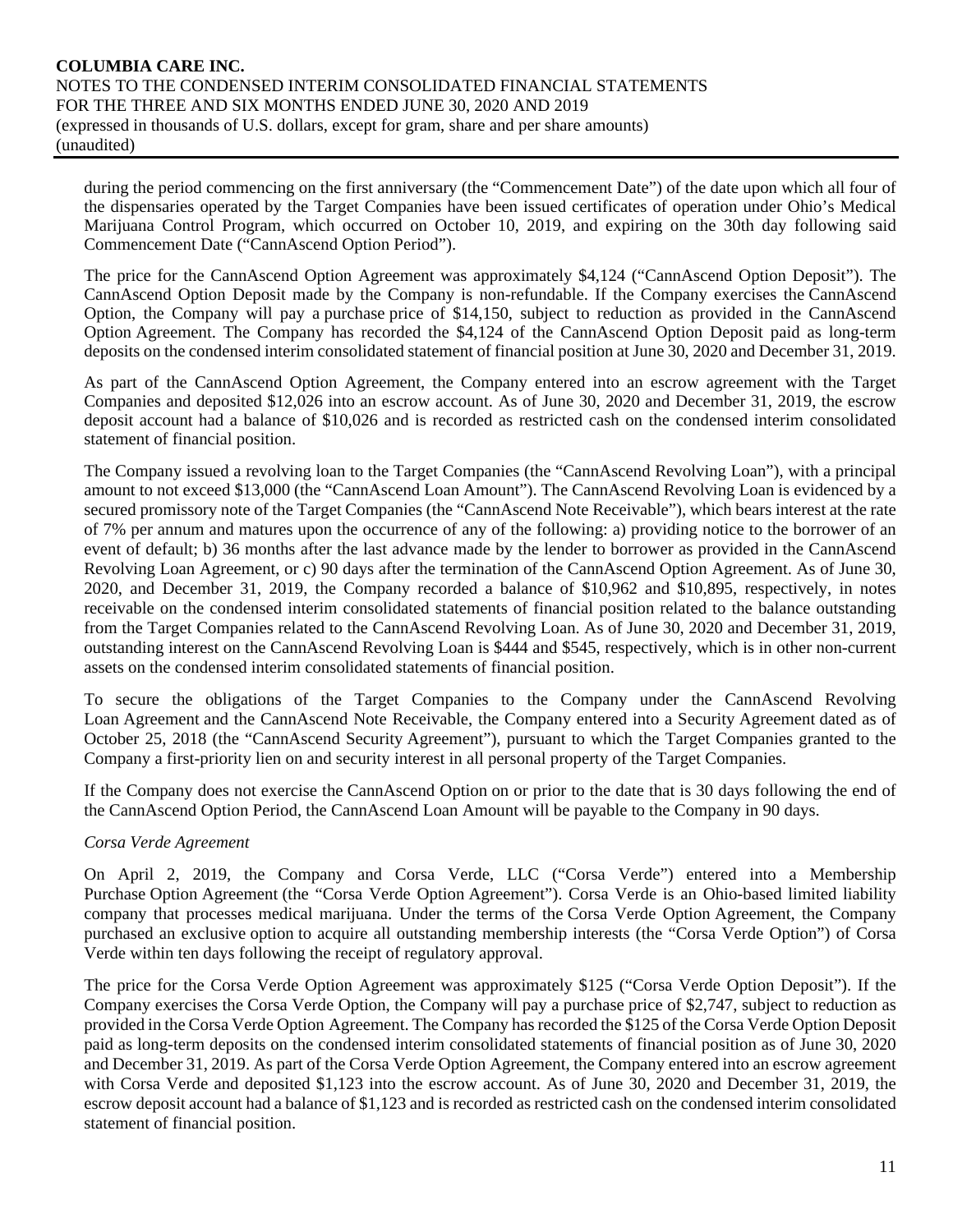during the period commencing on the first anniversary (the "Commencement Date") of the date upon which all four of the dispensaries operated by the Target Companies have been issued certificates of operation under Ohio's Medical Marijuana Control Program, which occurred on October 10, 2019, and expiring on the 30th day following said Commencement Date ("CannAscend Option Period").

The price for the CannAscend Option Agreement was approximately $4,124 ("CannAscend Option Deposit"). The CannAscend Option Deposit made by the Company is non-refundable. If the Company exercises the CannAscend Option, the Company will pay a purchase price of $14,150, subject to reduction as provided in the CannAscend Option Agreement. The Company has recorded the $4,124 of the CannAscend Option Deposit paid as long-term deposits on the condensed interim consolidated statement of financial position at June 30, 2020 and December 31, 2019.

As part of the CannAscend Option Agreement, the Company entered into an escrow agreement with the Target Companies and deposited $12,026 into an escrow account. As of June 30, 2020 and December 31, 2019, the escrow deposit account had a balance of $10,026 and is recorded as restricted cash on the condensed interim consolidated statement of financial position.

The Company issued a revolving loan to the Target Companies (the "CannAscend Revolving Loan"), with a principal amount to not exceed $13,000 (the "CannAscend Loan Amount"). The CannAscend Revolving Loan is evidenced by a secured promissory note of the Target Companies (the "CannAscend Note Receivable"), which bears interest at the rate of 7% per annum and matures upon the occurrence of any of the following: a) providing notice to the borrower of an event of default; b) 36 months after the last advance made by the lender to borrower as provided in the CannAscend Revolving Loan Agreement, or c) 90 days after the termination of the CannAscend Option Agreement. As of June 30, 2020, and December 31, 2019, the Company recorded a balance of $10,962 and $10,895, respectively, in notes receivable on the condensed interim consolidated statements of financial position related to the balance outstanding from the Target Companies related to the CannAscend Revolving Loan. As of June 30, 2020 and December 31, 2019, outstanding interest on the CannAscend Revolving Loan is $444 and $545, respectively, which is in other non-current assets on the condensed interim consolidated statements of financial position.

To secure the obligations of the Target Companies to the Company under the CannAscend Revolving Loan Agreement and the CannAscend Note Receivable, the Company entered into a Security Agreement dated as of October 25, 2018 (the "CannAscend Security Agreement"), pursuant to which the Target Companies granted to the Company a first-priority lien on and security interest in all personal property of the Target Companies.

If the Company does not exercise the CannAscend Option on or prior to the date that is 30 days following the end of the CannAscend Option Period, the CannAscend Loan Amount will be payable to the Company in 90 days.

*Corsa Verde Agreement*

On April 2, 2019, the Company and Corsa Verde, LLC ("Corsa Verde") entered into a Membership Purchase Option Agreement (the "Corsa Verde Option Agreement"). Corsa Verde is an Ohio-based limited liability company that processes medical marijuana. Under the terms of the Corsa Verde Option Agreement, the Company purchased an exclusive option to acquire all outstanding membership interests (the "Corsa Verde Option") of Corsa Verde within ten days following the receipt of regulatory approval.

The price for the Corsa Verde Option Agreement was approximately $125 ("Corsa Verde Option Deposit"). If the Company exercises the Corsa Verde Option, the Company will pay a purchase price of $2,747, subject to reduction as provided in the Corsa Verde Option Agreement. The Company has recorded the $125 of the Corsa Verde Option Deposit paid as long-term deposits on the condensed interim consolidated statements of financial position as of June 30, 2020 and December 31, 2019. As part of the Corsa Verde Option Agreement, the Company entered into an escrow agreement with Corsa Verde and deposited $1,123 into the escrow account. As of June 30, 2020 and December 31, 2019, the escrow deposit account had a balance of $1,123 and is recorded as restricted cash on the condensed interim consolidated statement of financial position.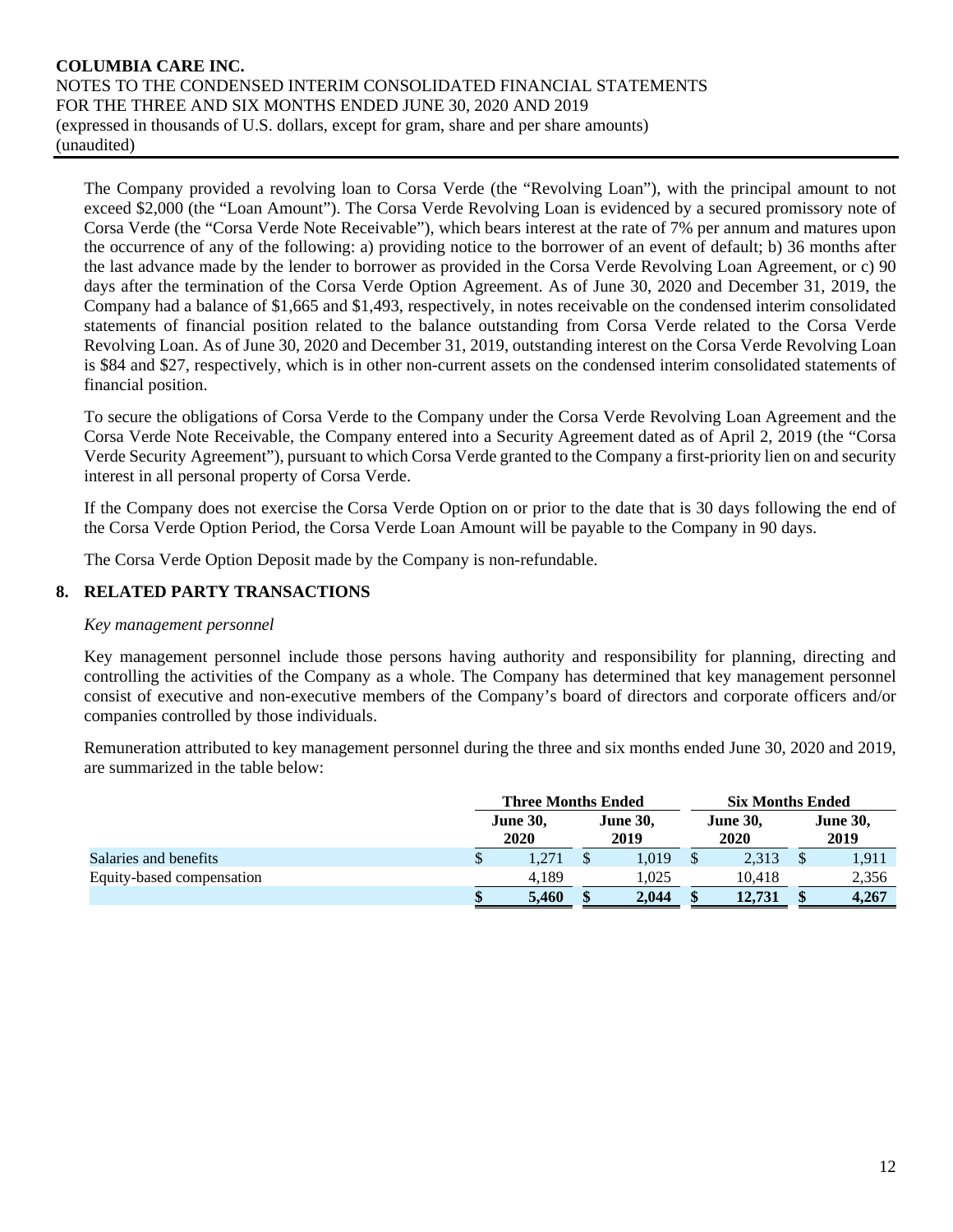The Company provided a revolving loan to Corsa Verde (the "Revolving Loan"), with the principal amount to not exceed $2,000 (the "Loan Amount"). The Corsa Verde Revolving Loan is evidenced by a secured promissory note of Corsa Verde (the "Corsa Verde Note Receivable"), which bears interest at the rate of 7% per annum and matures upon the occurrence of any of the following: a) providing notice to the borrower of an event of default; b) 36 months after the last advance made by the lender to borrower as provided in the Corsa Verde Revolving Loan Agreement, or c) 90 days after the termination of the Corsa Verde Option Agreement. As of June 30, 2020 and December 31, 2019, the Company had a balance of $1,665 and $1,493, respectively, in notes receivable on the condensed interim consolidated statements of financial position related to the balance outstanding from Corsa Verde related to the Corsa Verde Revolving Loan. As of June 30, 2020 and December 31, 2019, outstanding interest on the Corsa Verde Revolving Loan is $84 and $27, respectively, which is in other non-current assets on the condensed interim consolidated statements of financial position.

To secure the obligations of Corsa Verde to the Company under the Corsa Verde Revolving Loan Agreement and the Corsa Verde Note Receivable, the Company entered into a Security Agreement dated as of April 2, 2019 (the "Corsa Verde Security Agreement"), pursuant to which Corsa Verde granted to the Company a first-priority lien on and security interest in all personal property of Corsa Verde.

If the Company does not exercise the Corsa Verde Option on or prior to the date that is 30 days following the end of the Corsa Verde Option Period, the Corsa Verde Loan Amount will be payable to the Company in 90 days.

The Corsa Verde Option Deposit made by the Company is non-refundable.

## 8. RELATED PARTY TRANSACTIONS

*Key management personnel*

Key management personnel include those persons having authority and responsibility for planning, directing and controlling the activities of the Company as a whole. The Company has determined that key management personnel consist of executive and non-executive members of the Company's board of directors and corporate officers and/or companies controlled by those individuals.

Remuneration attributed to key management personnel during the three and six months ended June 30, 2020 and 2019, are summarized in the table below:

| | Three Months Ended | | Six Months Ended | |
|---|---|---|---|---|
| | June 30, 2020 | June 30, 2019 | June 30, 2020 | June 30, 2019 |
| Salaries and benefits | $ 1,271 | $ 1,019 | $ 2,313 | $ 1,911 |
| Equity-based compensation | 4,189 | 1,025 | 10,418 | 2,356 |
| | **$ 5,460** | **$ 2,044** | **$ 12,731** | **$ 4,267** |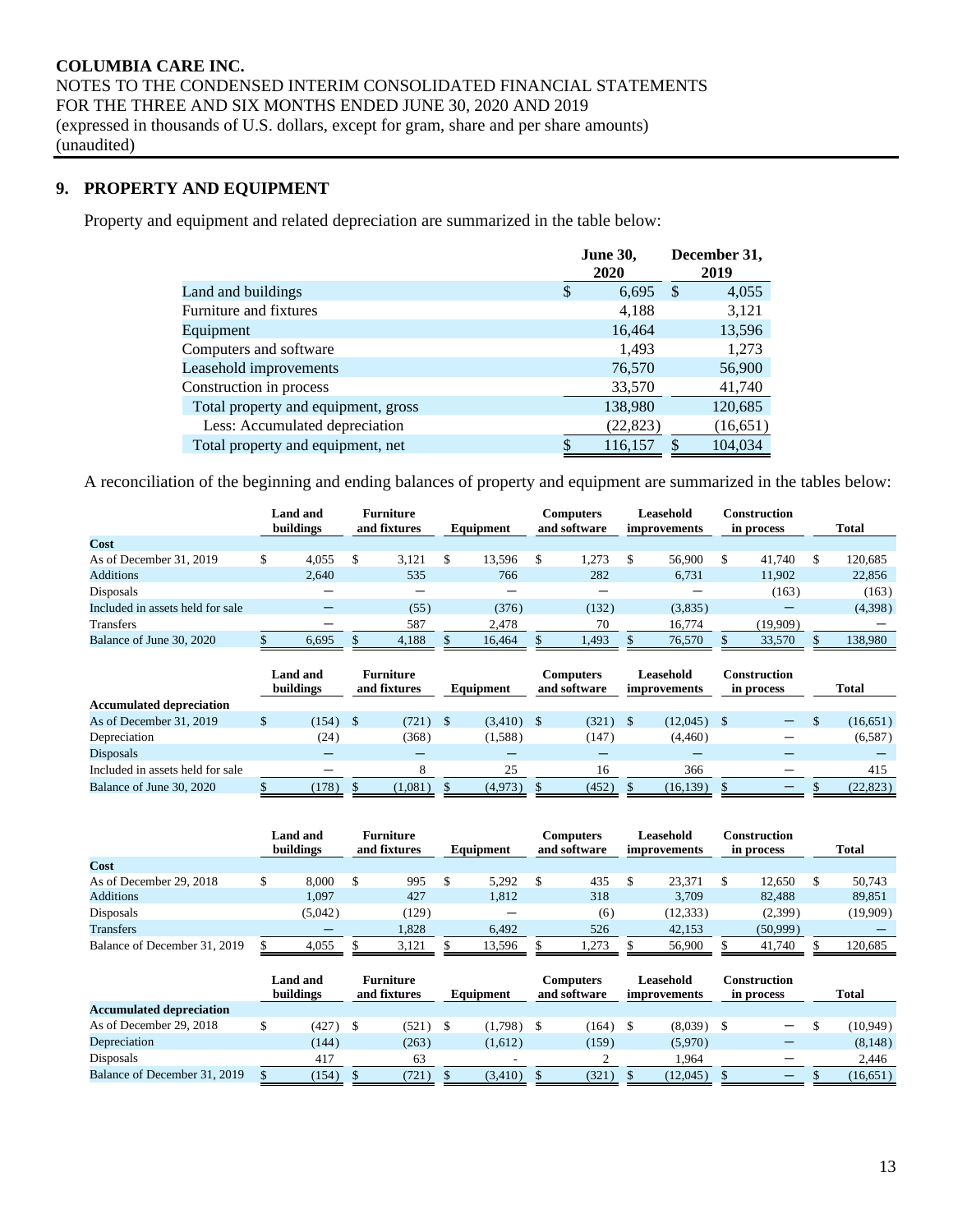**COLUMBIA CARE INC.**
NOTES TO THE CONDENSED INTERIM CONSOLIDATED FINANCIAL STATEMENTS
FOR THE THREE AND SIX MONTHS ENDED JUNE 30, 2020 AND 2019
(expressed in thousands of U.S. dollars, except for gram, share and per share amounts)
(unaudited)

## 9. PROPERTY AND EQUIPMENT

Property and equipment and related depreciation are summarized in the table below:

| | June 30, 2020 | December 31, 2019 |
|---|---|---|
| Land and buildings | $ 6,695 | $ 4,055 |
| Furniture and fixtures | 4,188 | 3,121 |
| Equipment | 16,464 | 13,596 |
| Computers and software | 1,493 | 1,273 |
| Leasehold improvements | 76,570 | 56,900 |
| Construction in process | 33,570 | 41,740 |
| Total property and equipment, gross | 138,980 | 120,685 |
| Less: Accumulated depreciation | (22,823) | (16,651) |
| Total property and equipment, net | $ 116,157 | $ 104,034 |

A reconciliation of the beginning and ending balances of property and equipment are summarized in the tables below:

| | Land and buildings | Furniture and fixtures | Equipment | Computers and software | Leasehold improvements | Construction in process | Total |
|---|---|---|---|---|---|---|---|
| **Cost** | | | | | | | |
| As of December 31, 2019 | $ 4,055 | $ 3,121 | $ 13,596 | $ 1,273 | $ 56,900 | $ 41,740 | $ 120,685 |
| Additions | 2,640 | 535 | 766 | 282 | 6,731 | 11,902 | 22,856 |
| Disposals | — | — | — | — | — | (163) | (163) |
| Included in assets held for sale | — | (55) | (376) | (132) | (3,835) | — | (4,398) |
| Transfers | — | 587 | 2,478 | 70 | 16,774 | (19,909) | — |
| Balance of June 30, 2020 | $ 6,695 | $ 4,188 | $ 16,464 | $ 1,493 | $ 76,570 | $ 33,570 | $ 138,980 |

| | Land and buildings | Furniture and fixtures | Equipment | Computers and software | Leasehold improvements | Construction in process | Total |
|---|---|---|---|---|---|---|---|
| **Accumulated depreciation** | | | | | | | |
| As of December 31, 2019 | $ (154) | $ (721) | $ (3,410) | $ (321) | $ (12,045) | $ — | $ (16,651) |
| Depreciation | (24) | (368) | (1,588) | (147) | (4,460) | — | (6,587) |
| Disposals | — | — | — | — | — | — | — |
| Included in assets held for sale | — | 8 | 25 | 16 | 366 | — | 415 |
| Balance of June 30, 2020 | $ (178) | $ (1,081) | $ (4,973) | $ (452) | $ (16,139) | $ — | $ (22,823) |

| | Land and buildings | Furniture and fixtures | Equipment | Computers and software | Leasehold improvements | Construction in process | Total |
|---|---|---|---|---|---|---|---|
| **Cost** | | | | | | | |
| As of December 29, 2018 | $ 8,000 | $ 995 | $ 5,292 | $ 435 | $ 23,371 | $ 12,650 | $ 50,743 |
| Additions | 1,097 | 427 | 1,812 | 318 | 3,709 | 82,488 | 89,851 |
| Disposals | (5,042) | (129) | — | (6) | (12,333) | (2,399) | (19,909) |
| Transfers | — | 1,828 | 6,492 | 526 | 42,153 | (50,999) | — |
| Balance of December 31, 2019 | $ 4,055 | $ 3,121 | $ 13,596 | $ 1,273 | $ 56,900 | $ 41,740 | $ 120,685 |

| | Land and buildings | Furniture and fixtures | Equipment | Computers and software | Leasehold improvements | Construction in process | Total |
|---|---|---|---|---|---|---|---|
| **Accumulated depreciation** | | | | | | | |
| As of December 29, 2018 | $ (427) | $ (521) | $ (1,798) | $ (164) | $ (8,039) | $ — | $ (10,949) |
| Depreciation | (144) | (263) | (1,612) | (159) | (5,970) | — | (8,148) |
| Disposals | 417 | 63 | - | 2 | 1,964 | — | 2,446 |
| Balance of December 31, 2019 | $ (154) | $ (721) | $ (3,410) | $ (321) | $ (12,045) | $ — | $ (16,651) |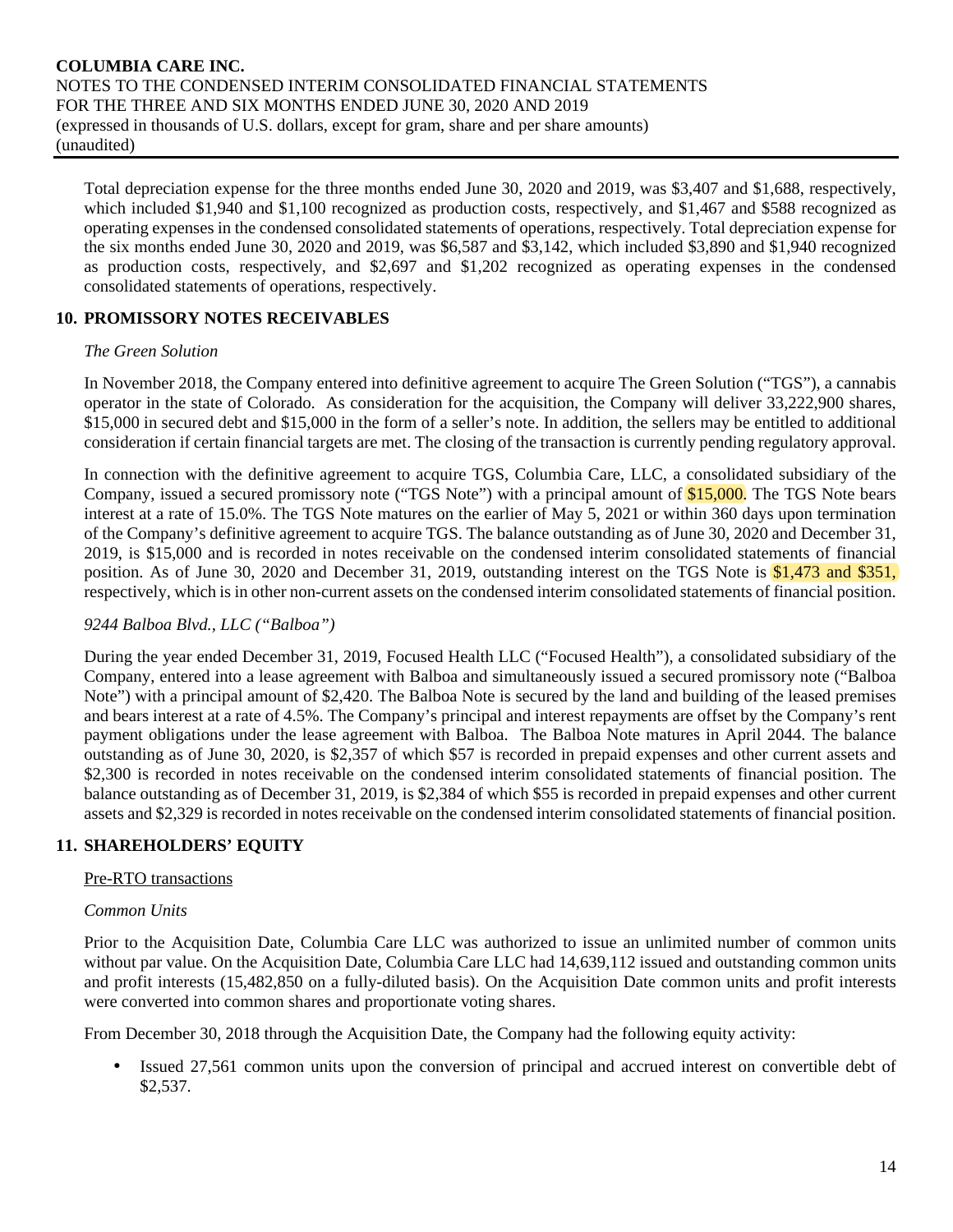Total depreciation expense for the three months ended June 30, 2020 and 2019, was $3,407 and $1,688, respectively, which included $1,940 and $1,100 recognized as production costs, respectively, and $1,467 and $588 recognized as operating expenses in the condensed consolidated statements of operations, respectively. Total depreciation expense for the six months ended June 30, 2020 and 2019, was $6,587 and $3,142, which included $3,890 and $1,940 recognized as production costs, respectively, and $2,697 and $1,202 recognized as operating expenses in the condensed consolidated statements of operations, respectively.

## 10. PROMISSORY NOTES RECEIVABLES

*The Green Solution*

In November 2018, the Company entered into definitive agreement to acquire The Green Solution ("TGS"), a cannabis operator in the state of Colorado. As consideration for the acquisition, the Company will deliver 33,222,900 shares, $15,000 in secured debt and $15,000 in the form of a seller's note. In addition, the sellers may be entitled to additional consideration if certain financial targets are met. The closing of the transaction is currently pending regulatory approval.

In connection with the definitive agreement to acquire TGS, Columbia Care, LLC, a consolidated subsidiary of the Company, issued a secured promissory note ("TGS Note") with a principal amount of $15,000. The TGS Note bears interest at a rate of 15.0%. The TGS Note matures on the earlier of May 5, 2021 or within 360 days upon termination of the Company's definitive agreement to acquire TGS. The balance outstanding as of June 30, 2020 and December 31, 2019, is $15,000 and is recorded in notes receivable on the condensed interim consolidated statements of financial position. As of June 30, 2020 and December 31, 2019, outstanding interest on the TGS Note is $1,473 and $351, respectively, which is in other non-current assets on the condensed interim consolidated statements of financial position.

*9244 Balboa Blvd., LLC ("Balboa")*

During the year ended December 31, 2019, Focused Health LLC ("Focused Health"), a consolidated subsidiary of the Company, entered into a lease agreement with Balboa and simultaneously issued a secured promissory note ("Balboa Note") with a principal amount of $2,420. The Balboa Note is secured by the land and building of the leased premises and bears interest at a rate of 4.5%. The Company's principal and interest repayments are offset by the Company's rent payment obligations under the lease agreement with Balboa. The Balboa Note matures in April 2044. The balance outstanding as of June 30, 2020, is $2,357 of which $57 is recorded in prepaid expenses and other current assets and $2,300 is recorded in notes receivable on the condensed interim consolidated statements of financial position. The balance outstanding as of December 31, 2019, is $2,384 of which $55 is recorded in prepaid expenses and other current assets and $2,329 is recorded in notes receivable on the condensed interim consolidated statements of financial position.

## 11. SHAREHOLDERS' EQUITY

Pre-RTO transactions

*Common Units*

Prior to the Acquisition Date, Columbia Care LLC was authorized to issue an unlimited number of common units without par value. On the Acquisition Date, Columbia Care LLC had 14,639,112 issued and outstanding common units and profit interests (15,482,850 on a fully-diluted basis). On the Acquisition Date common units and profit interests were converted into common shares and proportionate voting shares.

From December 30, 2018 through the Acquisition Date, the Company had the following equity activity:

- Issued 27,561 common units upon the conversion of principal and accrued interest on convertible debt of $2,537.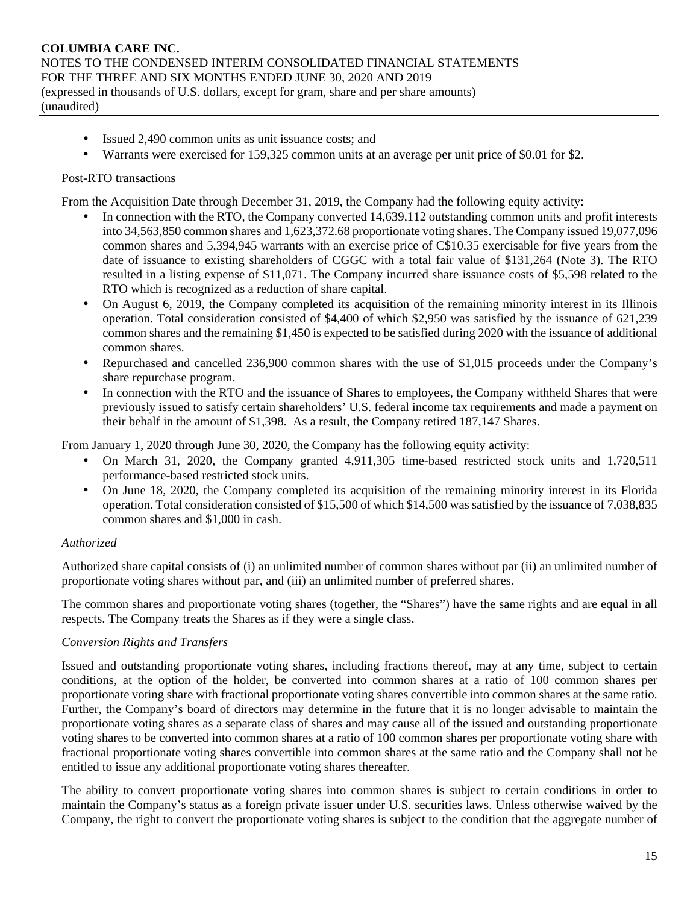- Issued 2,490 common units as unit issuance costs; and
- Warrants were exercised for 159,325 common units at an average per unit price of $0.01 for $2.

Post-RTO transactions

From the Acquisition Date through December 31, 2019, the Company had the following equity activity:

- In connection with the RTO, the Company converted 14,639,112 outstanding common units and profit interests into 34,563,850 common shares and 1,623,372.68 proportionate voting shares. The Company issued 19,077,096 common shares and 5,394,945 warrants with an exercise price of C$10.35 exercisable for five years from the date of issuance to existing shareholders of CGGC with a total fair value of $131,264 (Note 3). The RTO resulted in a listing expense of $11,071. The Company incurred share issuance costs of $5,598 related to the RTO which is recognized as a reduction of share capital.
- On August 6, 2019, the Company completed its acquisition of the remaining minority interest in its Illinois operation. Total consideration consisted of $4,400 of which $2,950 was satisfied by the issuance of 621,239 common shares and the remaining $1,450 is expected to be satisfied during 2020 with the issuance of additional common shares.
- Repurchased and cancelled 236,900 common shares with the use of $1,015 proceeds under the Company's share repurchase program.
- In connection with the RTO and the issuance of Shares to employees, the Company withheld Shares that were previously issued to satisfy certain shareholders' U.S. federal income tax requirements and made a payment on their behalf in the amount of $1,398. As a result, the Company retired 187,147 Shares.

From January 1, 2020 through June 30, 2020, the Company has the following equity activity:

- On March 31, 2020, the Company granted 4,911,305 time-based restricted stock units and 1,720,511 performance-based restricted stock units.
- On June 18, 2020, the Company completed its acquisition of the remaining minority interest in its Florida operation. Total consideration consisted of $15,500 of which $14,500 was satisfied by the issuance of 7,038,835 common shares and $1,000 in cash.

*Authorized*

Authorized share capital consists of (i) an unlimited number of common shares without par (ii) an unlimited number of proportionate voting shares without par, and (iii) an unlimited number of preferred shares.

The common shares and proportionate voting shares (together, the "Shares") have the same rights and are equal in all respects. The Company treats the Shares as if they were a single class.

*Conversion Rights and Transfers*

Issued and outstanding proportionate voting shares, including fractions thereof, may at any time, subject to certain conditions, at the option of the holder, be converted into common shares at a ratio of 100 common shares per proportionate voting share with fractional proportionate voting shares convertible into common shares at the same ratio. Further, the Company's board of directors may determine in the future that it is no longer advisable to maintain the proportionate voting shares as a separate class of shares and may cause all of the issued and outstanding proportionate voting shares to be converted into common shares at a ratio of 100 common shares per proportionate voting share with fractional proportionate voting shares convertible into common shares at the same ratio and the Company shall not be entitled to issue any additional proportionate voting shares thereafter.

The ability to convert proportionate voting shares into common shares is subject to certain conditions in order to maintain the Company's status as a foreign private issuer under U.S. securities laws. Unless otherwise waived by the Company, the right to convert the proportionate voting shares is subject to the condition that the aggregate number of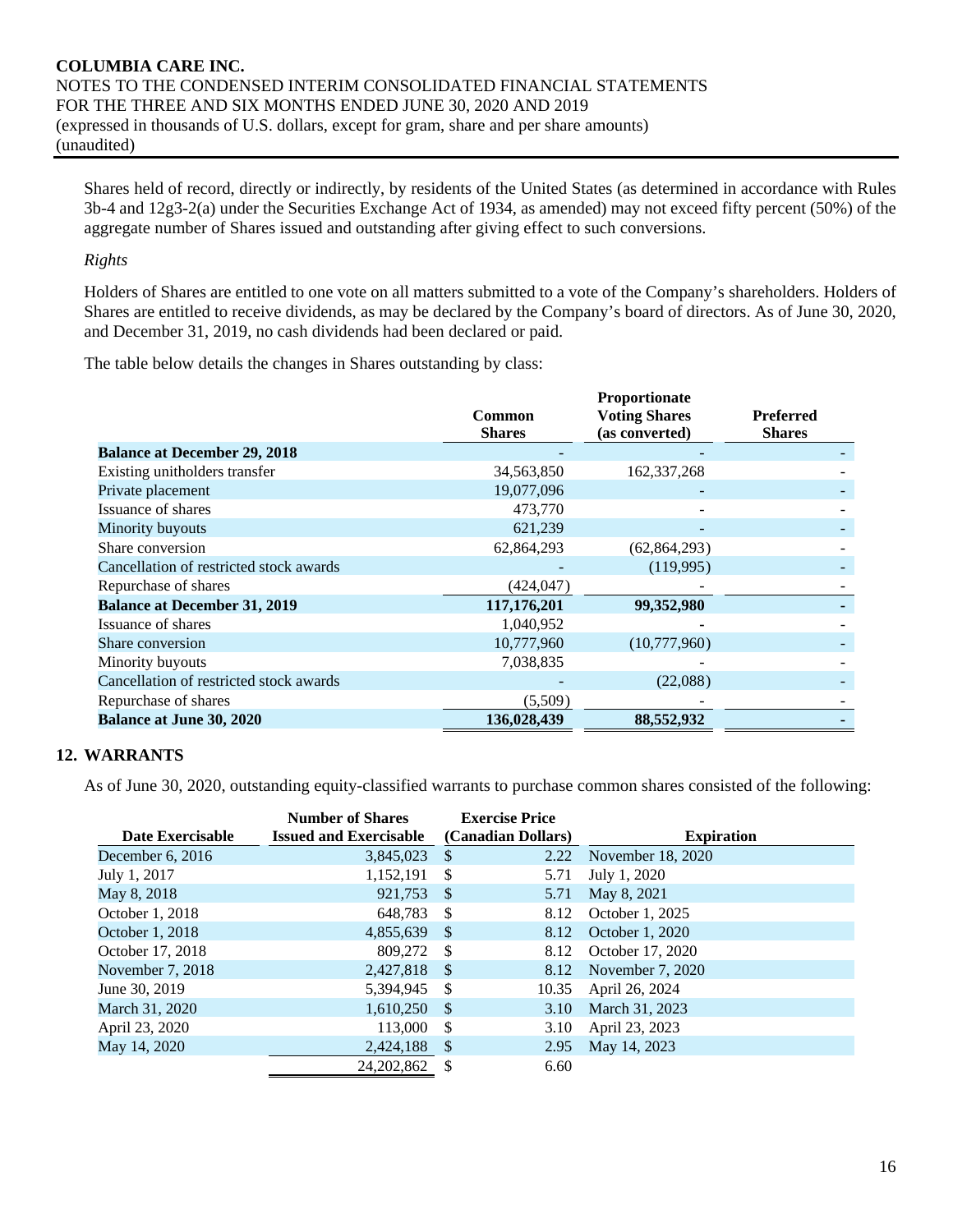Shares held of record, directly or indirectly, by residents of the United States (as determined in accordance with Rules 3b-4 and 12g3-2(a) under the Securities Exchange Act of 1934, as amended) may not exceed fifty percent (50%) of the aggregate number of Shares issued and outstanding after giving effect to such conversions.

*Rights*

Holders of Shares are entitled to one vote on all matters submitted to a vote of the Company's shareholders. Holders of Shares are entitled to receive dividends, as may be declared by the Company's board of directors. As of June 30, 2020, and December 31, 2019, no cash dividends had been declared or paid.

The table below details the changes in Shares outstanding by class:

| | Common Shares | Proportionate Voting Shares (as converted) | Preferred Shares |
|---|---|---|---|
| **Balance at December 29, 2018** | - | - | - |
| Existing unitholders transfer | 34,563,850 | 162,337,268 | - |
| Private placement | 19,077,096 | - | - |
| Issuance of shares | 473,770 | - | - |
| Minority buyouts | 621,239 | - | - |
| Share conversion | 62,864,293 | (62,864,293) | - |
| Cancellation of restricted stock awards | - | (119,995) | - |
| Repurchase of shares | (424,047) | - | - |
| **Balance at December 31, 2019** | **117,176,201** | **99,352,980** | **-** |
| Issuance of shares | 1,040,952 | - | - |
| Share conversion | 10,777,960 | (10,777,960) | - |
| Minority buyouts | 7,038,835 | - | - |
| Cancellation of restricted stock awards | - | (22,088) | - |
| Repurchase of shares | (5,509) | - | - |
| **Balance at June 30, 2020** | **136,028,439** | **88,552,932** | **-** |

## 12. WARRANTS

As of June 30, 2020, outstanding equity-classified warrants to purchase common shares consisted of the following:

| Date Exercisable | Number of Shares Issued and Exercisable | Exercise Price (Canadian Dollars) | Expiration |
|---|---|---|---|
| December 6, 2016 | 3,845,023 | $ 2.22 | November 18, 2020 |
| July 1, 2017 | 1,152,191 | $ 5.71 | July 1, 2020 |
| May 8, 2018 | 921,753 | $ 5.71 | May 8, 2021 |
| October 1, 2018 | 648,783 | $ 8.12 | October 1, 2025 |
| October 1, 2018 | 4,855,639 | $ 8.12 | October 1, 2020 |
| October 17, 2018 | 809,272 | $ 8.12 | October 17, 2020 |
| November 7, 2018 | 2,427,818 | $ 8.12 | November 7, 2020 |
| June 30, 2019 | 5,394,945 | $ 10.35 | April 26, 2024 |
| March 31, 2020 | 1,610,250 | $ 3.10 | March 31, 2023 |
| April 23, 2020 | 113,000 | $ 3.10 | April 23, 2023 |
| May 14, 2020 | 2,424,188 | $ 2.95 | May 14, 2023 |
| | 24,202,862 | $ 6.60 | |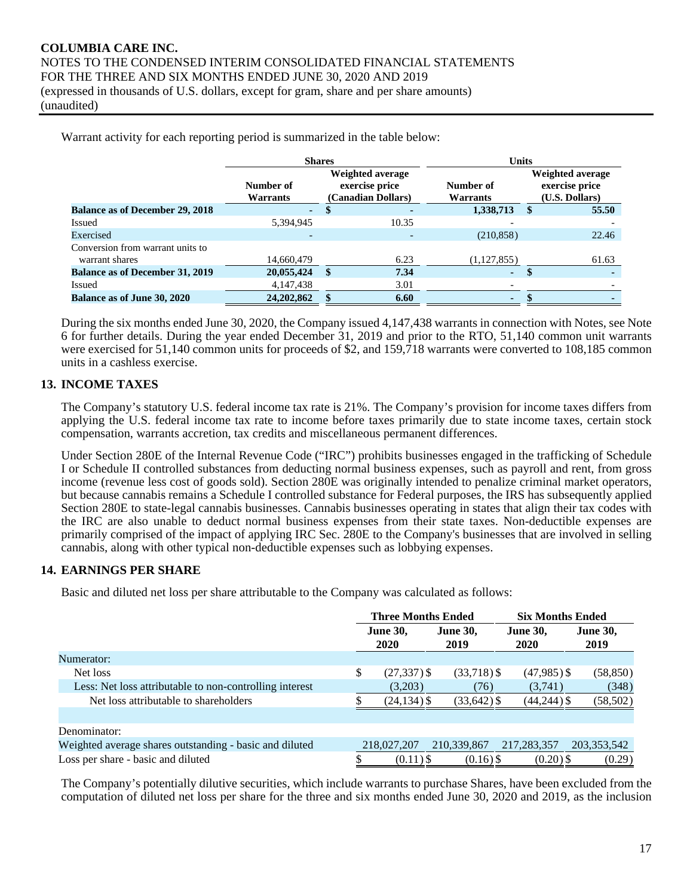Warrant activity for each reporting period is summarized in the table below:

| | Shares | | Units | |
|---|---|---|---|---|
| | Number of Warrants | Weighted average exercise price (Canadian Dollars) | Number of Warrants | Weighted average exercise price (U.S. Dollars) |
| **Balance as of December 29, 2018** | **-** | **$ -** | **1,338,713** | **$ 55.50** |
| Issued | 5,394,945 | 10.35 | - | - |
| Exercised | - | - | (210,858) | 22.46 |
| Conversion from warrant units to warrant shares | 14,660,479 | 6.23 | (1,127,855) | 61.63 |
| **Balance as of December 31, 2019** | **20,055,424** | **$ 7.34** | **-** | **$ -** |
| Issued | 4,147,438 | 3.01 | - | - |
| **Balance as of June 30, 2020** | **24,202,862** | **$ 6.60** | **-** | **$ -** |

During the six months ended June 30, 2020, the Company issued 4,147,438 warrants in connection with Notes, see Note 6 for further details. During the year ended December 31, 2019 and prior to the RTO, 51,140 common unit warrants were exercised for 51,140 common units for proceeds of $2, and 159,718 warrants were converted to 108,185 common units in a cashless exercise.

## 13. INCOME TAXES

The Company's statutory U.S. federal income tax rate is 21%. The Company's provision for income taxes differs from applying the U.S. federal income tax rate to income before taxes primarily due to state income taxes, certain stock compensation, warrants accretion, tax credits and miscellaneous permanent differences.

Under Section 280E of the Internal Revenue Code ("IRC") prohibits businesses engaged in the trafficking of Schedule I or Schedule II controlled substances from deducting normal business expenses, such as payroll and rent, from gross income (revenue less cost of goods sold). Section 280E was originally intended to penalize criminal market operators, but because cannabis remains a Schedule I controlled substance for Federal purposes, the IRS has subsequently applied Section 280E to state-legal cannabis businesses. Cannabis businesses operating in states that align their tax codes with the IRC are also unable to deduct normal business expenses from their state taxes. Non-deductible expenses are primarily comprised of the impact of applying IRC Sec. 280E to the Company's businesses that are involved in selling cannabis, along with other typical non-deductible expenses such as lobbying expenses.

## 14. EARNINGS PER SHARE

Basic and diluted net loss per share attributable to the Company was calculated as follows:

| | Three Months Ended | | Six Months Ended | |
|---|---|---|---|---|
| | June 30, 2020 | June 30, 2019 | June 30, 2020 | June 30, 2019 |
| Numerator: | | | | |
| Net loss | $ (27,337) | $ (33,718) | $ (47,985) | $ (58,850) |
| Less: Net loss attributable to non-controlling interest | (3,203) | (76) | (3,741) | (348) |
| Net loss attributable to shareholders | $ (24,134) | $ (33,642) | $ (44,244) | $ (58,502) |
| | | | | |
| Denominator: | | | | |
| Weighted average shares outstanding - basic and diluted | 218,027,207 | 210,339,867 | 217,283,357 | 203,353,542 |
| Loss per share - basic and diluted | $ (0.11) | $ (0.16) | $ (0.20) | $ (0.29) |

The Company's potentially dilutive securities, which include warrants to purchase Shares, have been excluded from the computation of diluted net loss per share for the three and six months ended June 30, 2020 and 2019, as the inclusion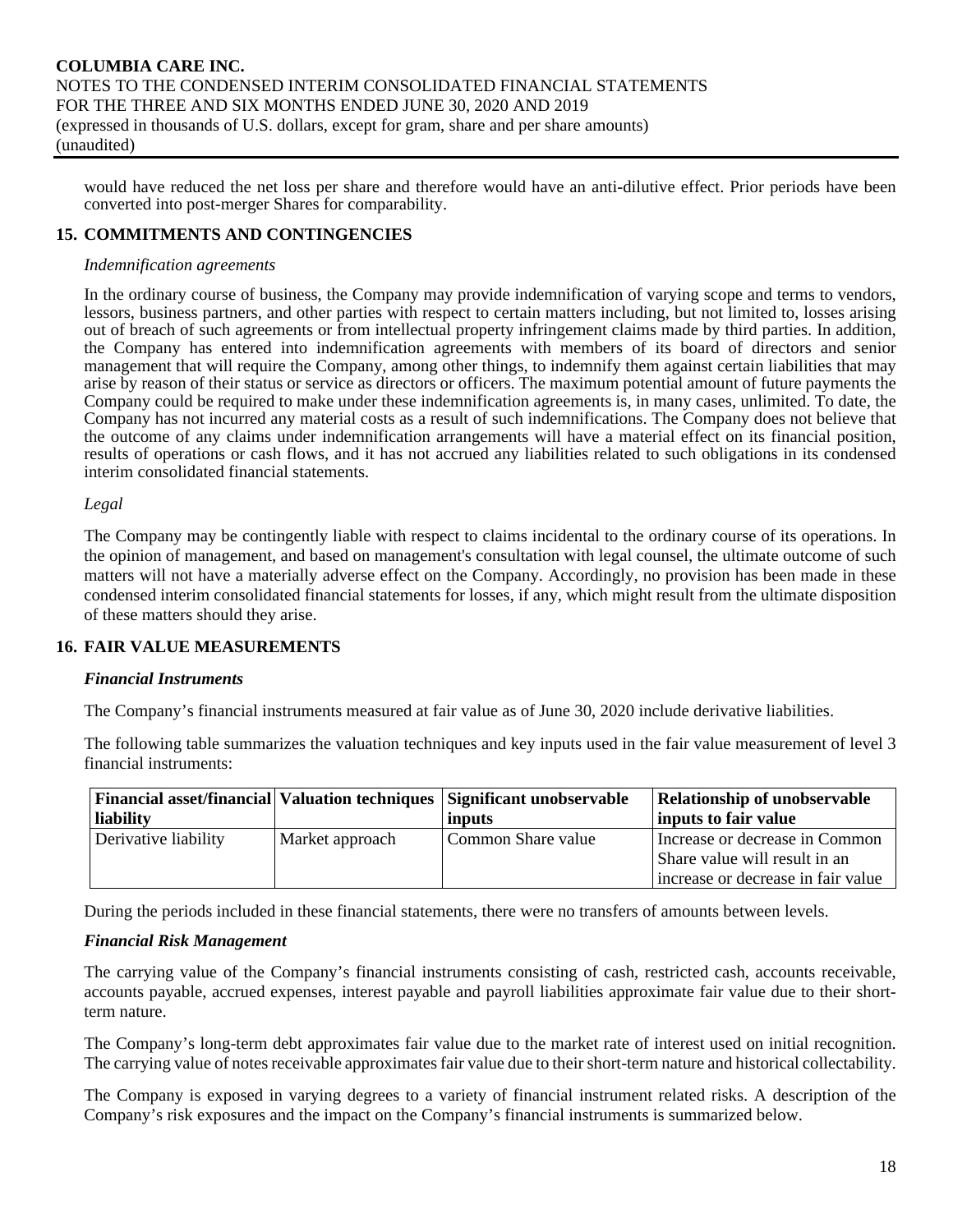would have reduced the net loss per share and therefore would have an anti-dilutive effect. Prior periods have been converted into post-merger Shares for comparability.

## 15. COMMITMENTS AND CONTINGENCIES

*Indemnification agreements*

In the ordinary course of business, the Company may provide indemnification of varying scope and terms to vendors, lessors, business partners, and other parties with respect to certain matters including, but not limited to, losses arising out of breach of such agreements or from intellectual property infringement claims made by third parties. In addition, the Company has entered into indemnification agreements with members of its board of directors and senior management that will require the Company, among other things, to indemnify them against certain liabilities that may arise by reason of their status or service as directors or officers. The maximum potential amount of future payments the Company could be required to make under these indemnification agreements is, in many cases, unlimited. To date, the Company has not incurred any material costs as a result of such indemnifications. The Company does not believe that the outcome of any claims under indemnification arrangements will have a material effect on its financial position, results of operations or cash flows, and it has not accrued any liabilities related to such obligations in its condensed interim consolidated financial statements.

*Legal*

The Company may be contingently liable with respect to claims incidental to the ordinary course of its operations. In the opinion of management, and based on management's consultation with legal counsel, the ultimate outcome of such matters will not have a materially adverse effect on the Company. Accordingly, no provision has been made in these condensed interim consolidated financial statements for losses, if any, which might result from the ultimate disposition of these matters should they arise.

## 16. FAIR VALUE MEASUREMENTS

***Financial Instruments***

The Company's financial instruments measured at fair value as of June 30, 2020 include derivative liabilities.

The following table summarizes the valuation techniques and key inputs used in the fair value measurement of level 3 financial instruments:

| Financial asset/financial liability | Valuation techniques | Significant unobservable inputs | Relationship of unobservable inputs to fair value |
|---|---|---|---|
| Derivative liability | Market approach | Common Share value | Increase or decrease in Common Share value will result in an increase or decrease in fair value |

During the periods included in these financial statements, there were no transfers of amounts between levels.

***Financial Risk Management***

The carrying value of the Company's financial instruments consisting of cash, restricted cash, accounts receivable, accounts payable, accrued expenses, interest payable and payroll liabilities approximate fair value due to their short-term nature.

The Company's long-term debt approximates fair value due to the market rate of interest used on initial recognition. The carrying value of notes receivable approximates fair value due to their short-term nature and historical collectability.

The Company is exposed in varying degrees to a variety of financial instrument related risks. A description of the Company's risk exposures and the impact on the Company's financial instruments is summarized below.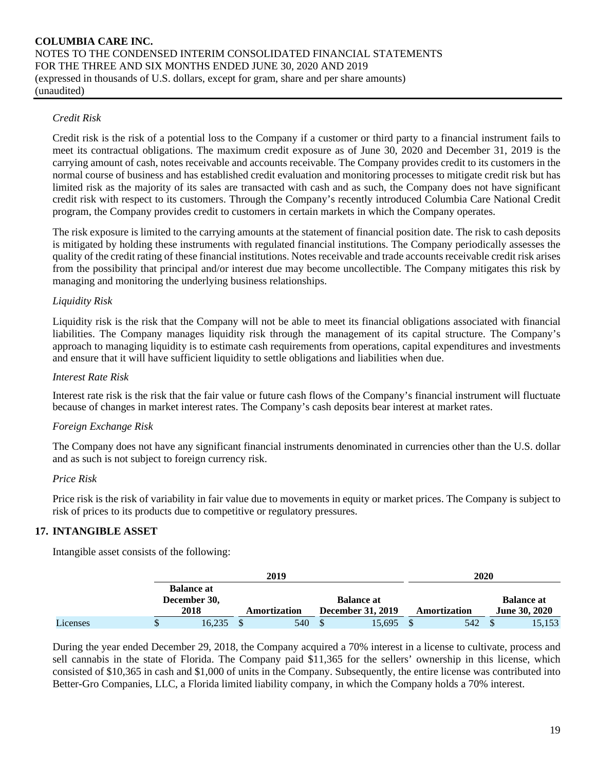*Credit Risk*

Credit risk is the risk of a potential loss to the Company if a customer or third party to a financial instrument fails to meet its contractual obligations. The maximum credit exposure as of June 30, 2020 and December 31, 2019 is the carrying amount of cash, notes receivable and accounts receivable. The Company provides credit to its customers in the normal course of business and has established credit evaluation and monitoring processes to mitigate credit risk but has limited risk as the majority of its sales are transacted with cash and as such, the Company does not have significant credit risk with respect to its customers. Through the Company's recently introduced Columbia Care National Credit program, the Company provides credit to customers in certain markets in which the Company operates.

The risk exposure is limited to the carrying amounts at the statement of financial position date. The risk to cash deposits is mitigated by holding these instruments with regulated financial institutions. The Company periodically assesses the quality of the credit rating of these financial institutions. Notes receivable and trade accounts receivable credit risk arises from the possibility that principal and/or interest due may become uncollectible. The Company mitigates this risk by managing and monitoring the underlying business relationships.

*Liquidity Risk*

Liquidity risk is the risk that the Company will not be able to meet its financial obligations associated with financial liabilities. The Company manages liquidity risk through the management of its capital structure. The Company's approach to managing liquidity is to estimate cash requirements from operations, capital expenditures and investments and ensure that it will have sufficient liquidity to settle obligations and liabilities when due.

*Interest Rate Risk*

Interest rate risk is the risk that the fair value or future cash flows of the Company's financial instrument will fluctuate because of changes in market interest rates. The Company's cash deposits bear interest at market rates.

*Foreign Exchange Risk*

The Company does not have any significant financial instruments denominated in currencies other than the U.S. dollar and as such is not subject to foreign currency risk.

*Price Risk*

Price risk is the risk of variability in fair value due to movements in equity or market prices. The Company is subject to risk of prices to its products due to competitive or regulatory pressures.

## 17. INTANGIBLE ASSET

Intangible asset consists of the following:

| | 2019 | | | 2020 | |
|---|---|---|---|---|---|
| | **Balance at December 30, 2018** | **Amortization** | **Balance at December 31, 2019** | **Amortization** | **Balance at June 30, 2020** |
| Licenses | $ 16,235 | $ 540 | $ 15,695 | $ 542 | $ 15,153 |

During the year ended December 29, 2018, the Company acquired a 70% interest in a license to cultivate, process and sell cannabis in the state of Florida. The Company paid $11,365 for the sellers' ownership in this license, which consisted of $10,365 in cash and $1,000 of units in the Company. Subsequently, the entire license was contributed into Better-Gro Companies, LLC, a Florida limited liability company, in which the Company holds a 70% interest.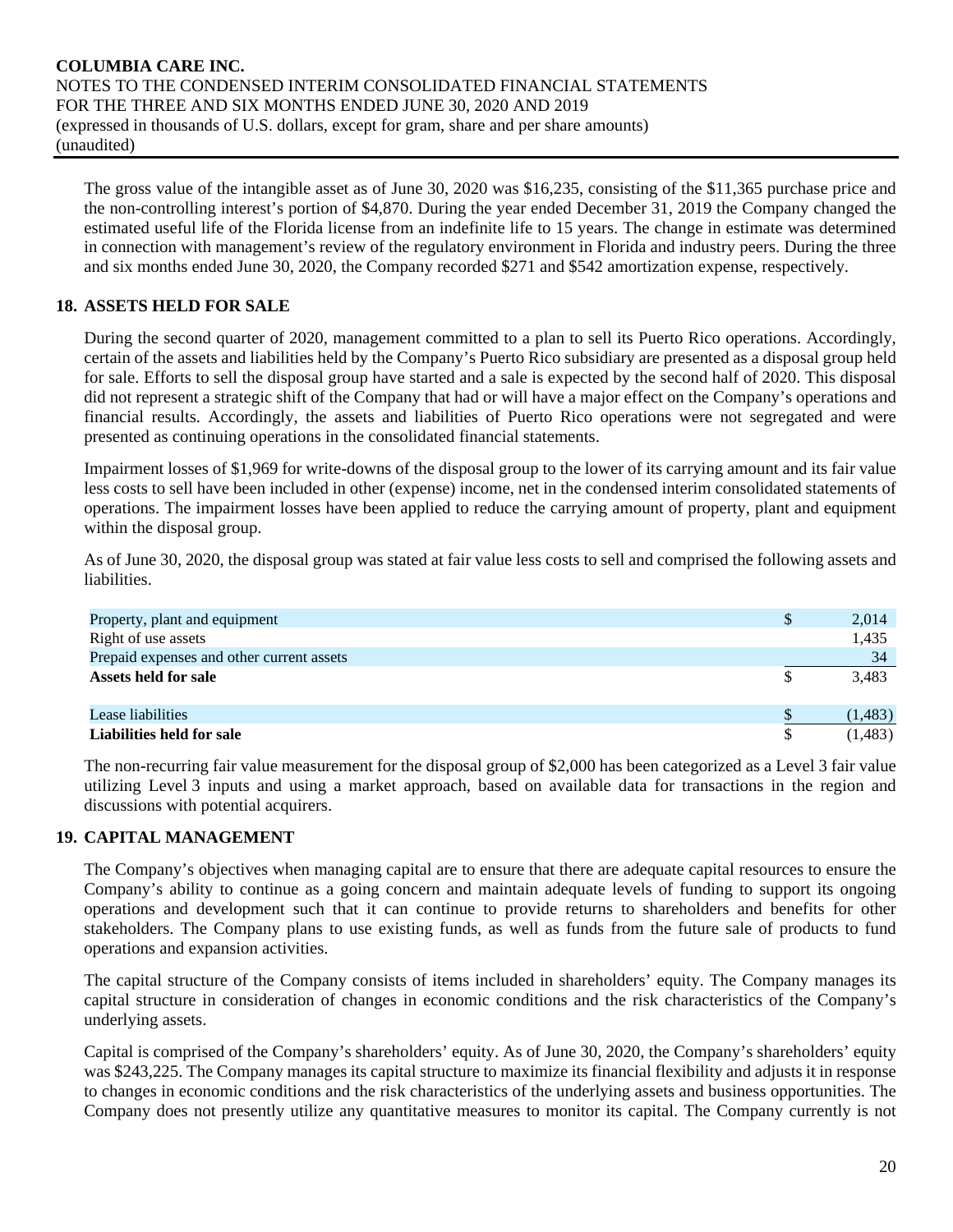The gross value of the intangible asset as of June 30, 2020 was $16,235, consisting of the $11,365 purchase price and the non-controlling interest's portion of $4,870. During the year ended December 31, 2019 the Company changed the estimated useful life of the Florida license from an indefinite life to 15 years. The change in estimate was determined in connection with management's review of the regulatory environment in Florida and industry peers. During the three and six months ended June 30, 2020, the Company recorded $271 and $542 amortization expense, respectively.

## 18. ASSETS HELD FOR SALE

During the second quarter of 2020, management committed to a plan to sell its Puerto Rico operations. Accordingly, certain of the assets and liabilities held by the Company's Puerto Rico subsidiary are presented as a disposal group held for sale. Efforts to sell the disposal group have started and a sale is expected by the second half of 2020. This disposal did not represent a strategic shift of the Company that had or will have a major effect on the Company's operations and financial results. Accordingly, the assets and liabilities of Puerto Rico operations were not segregated and were presented as continuing operations in the consolidated financial statements.

Impairment losses of $1,969 for write-downs of the disposal group to the lower of its carrying amount and its fair value less costs to sell have been included in other (expense) income, net in the condensed interim consolidated statements of operations. The impairment losses have been applied to reduce the carrying amount of property, plant and equipment within the disposal group.

As of June 30, 2020, the disposal group was stated at fair value less costs to sell and comprised the following assets and liabilities.

| | | |
|---|---|---|
| Property, plant and equipment | $ | 2,014 |
| Right of use assets | | 1,435 |
| Prepaid expenses and other current assets | | 34 |
| **Assets held for sale** | $ | 3,483 |
| | | |
| Lease liabilities | $ | (1,483) |
| **Liabilities held for sale** | $ | (1,483) |

The non-recurring fair value measurement for the disposal group of $2,000 has been categorized as a Level 3 fair value utilizing Level 3 inputs and using a market approach, based on available data for transactions in the region and discussions with potential acquirers.

## 19. CAPITAL MANAGEMENT

The Company's objectives when managing capital are to ensure that there are adequate capital resources to ensure the Company's ability to continue as a going concern and maintain adequate levels of funding to support its ongoing operations and development such that it can continue to provide returns to shareholders and benefits for other stakeholders. The Company plans to use existing funds, as well as funds from the future sale of products to fund operations and expansion activities.

The capital structure of the Company consists of items included in shareholders' equity. The Company manages its capital structure in consideration of changes in economic conditions and the risk characteristics of the Company's underlying assets.

Capital is comprised of the Company's shareholders' equity. As of June 30, 2020, the Company's shareholders' equity was $243,225. The Company manages its capital structure to maximize its financial flexibility and adjusts it in response to changes in economic conditions and the risk characteristics of the underlying assets and business opportunities. The Company does not presently utilize any quantitative measures to monitor its capital. The Company currently is not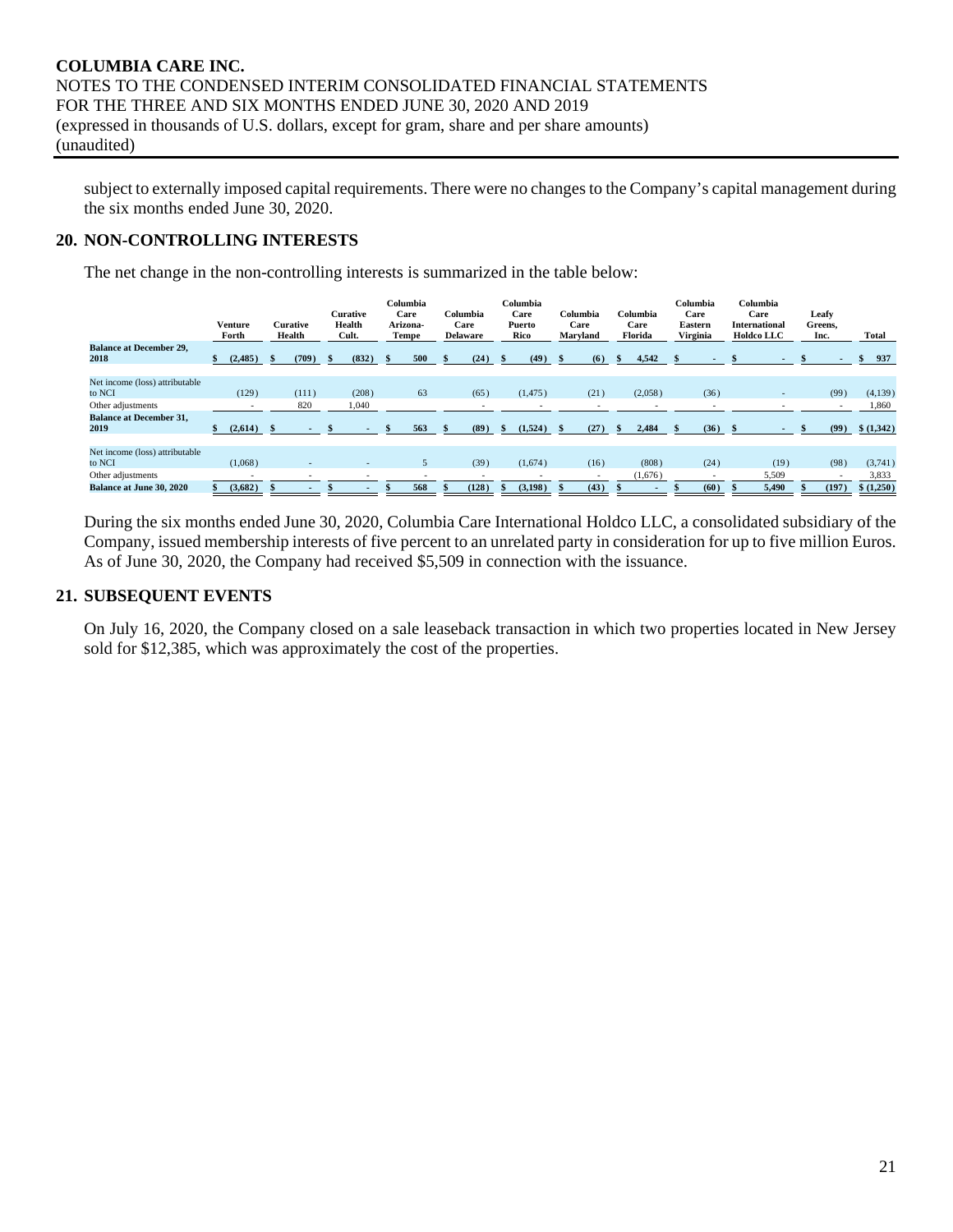subject to externally imposed capital requirements. There were no changes to the Company's capital management during the six months ended June 30, 2020.

## 20. NON-CONTROLLING INTERESTS

The net change in the non-controlling interests is summarized in the table below:

| | Venture Forth | Curative Health | Curative Health Cult. | Columbia Care Arizona-Tempe | Columbia Care Delaware | Columbia Care Puerto Rico | Columbia Care Maryland | Columbia Care Florida | Columbia Care Eastern Virginia | Columbia Care International Holdco LLC | Leafy Greens, Inc. | Total |
|---|---|---|---|---|---|---|---|---|---|---|---|---|
| **Balance at December 29, 2018** | **$ (2,485)** | **$ (709)** | **$ (832)** | **$ 500** | **$ (24)** | **$ (49)** | **$ (6)** | **$ 4,542** | **$ -** | **$ -** | **$ -** | **$ 937** |
| Net income (loss) attributable to NCI | (129) | (111) | (208) | 63 | (65) | (1,475) | (21) | (2,058) | (36) | - | (99) | (4,139) |
| Other adjustments | - | 820 | 1,040 | | - | - | - | - | - | - | - | 1,860 |
| **Balance at December 31, 2019** | **$ (2,614)** | **$ -** | **$ -** | **$ 563** | **$ (89)** | **$ (1,524)** | **$ (27)** | **$ 2,484** | **$ (36)** | **$ -** | **$ (99)** | **$ (1,342)** |
| Net income (loss) attributable to NCI | (1,068) | - | - | 5 | (39) | (1,674) | (16) | (808) | (24) | (19) | (98) | (3,741) |
| Other adjustments | - | - | - | - | - | - | - | (1,676) | - | 5,509 | - | 3,833 |
| **Balance at June 30, 2020** | **$ (3,682)** | **$ -** | **$ -** | **$ 568** | **$ (128)** | **$ (3,198)** | **$ (43)** | **$ -** | **$ (60)** | **$ 5,490** | **$ (197)** | **$ (1,250)** |

During the six months ended June 30, 2020, Columbia Care International Holdco LLC, a consolidated subsidiary of the Company, issued membership interests of five percent to an unrelated party in consideration for up to five million Euros. As of June 30, 2020, the Company had received $5,509 in connection with the issuance.

## 21. SUBSEQUENT EVENTS

On July 16, 2020, the Company closed on a sale leaseback transaction in which two properties located in New Jersey sold for $12,385, which was approximately the cost of the properties.